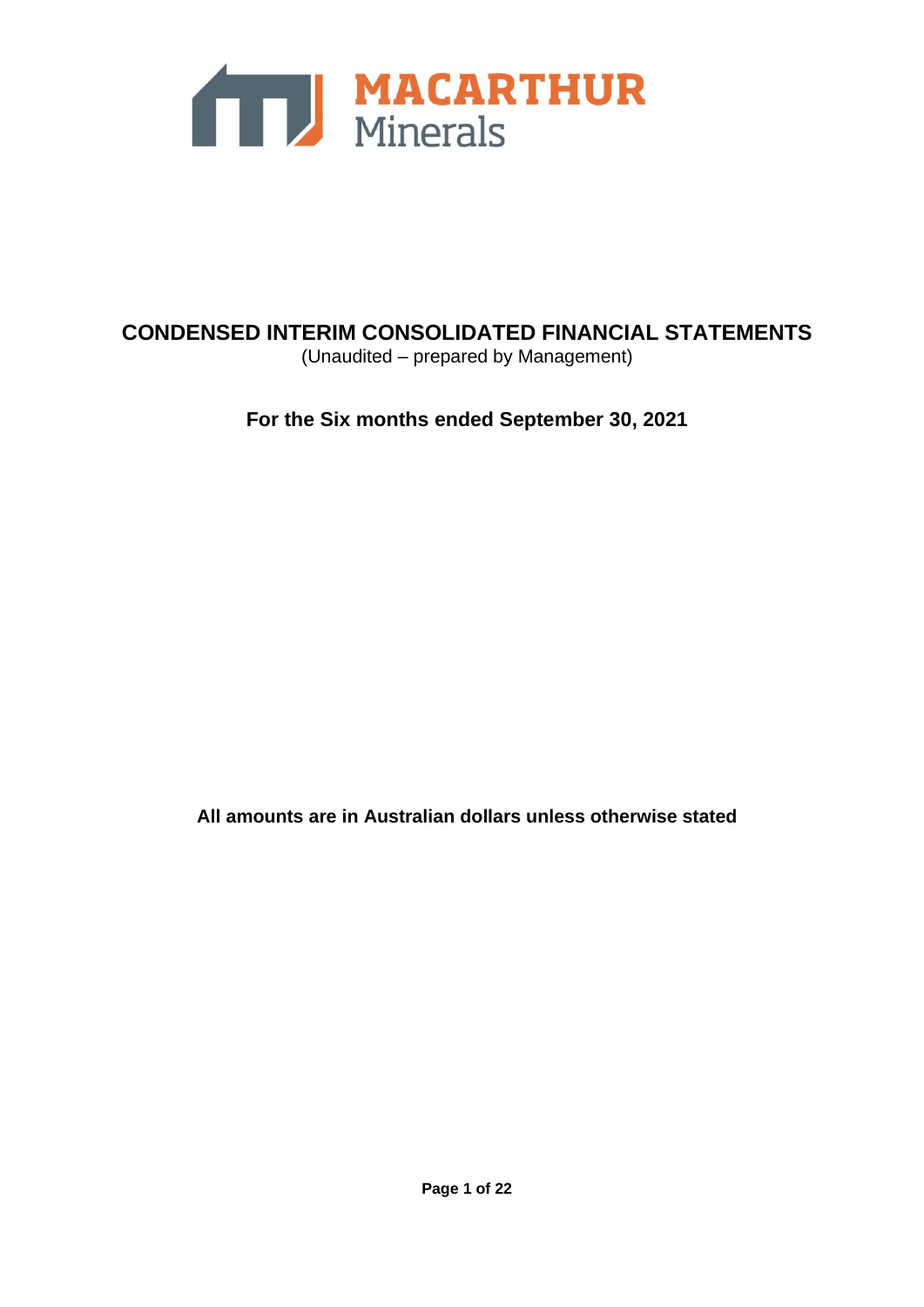MACARTHUR Minerals

# CONDENSED INTERIM CONSOLIDATED FINANCIAL STATEMENTS

(Unaudited – prepared by Management)

## For the Six months ended September 30, 2021

**All amounts are in Australian dollars unless otherwise stated**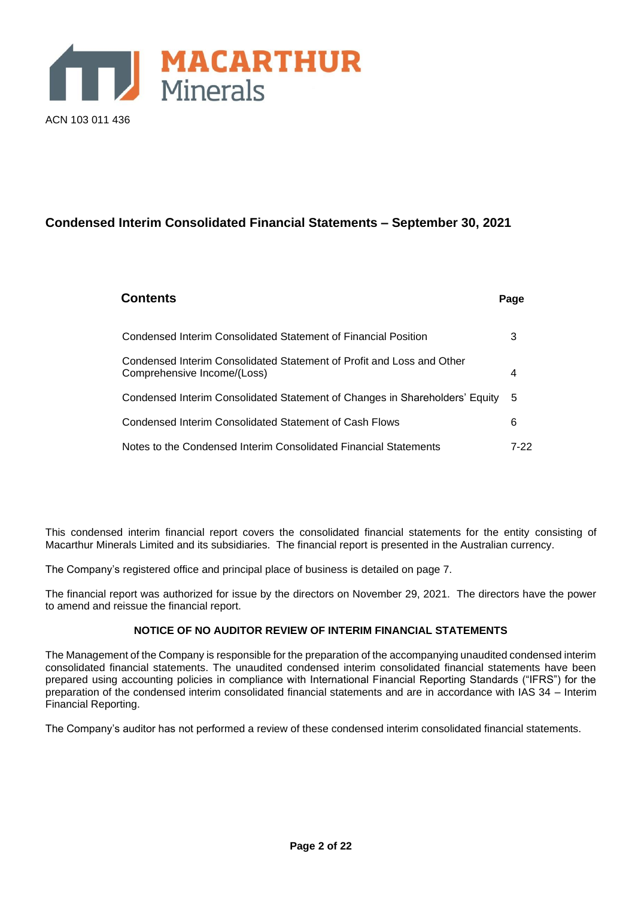MACARTHUR Minerals

ACN 103 011 436

## Condensed Interim Consolidated Financial Statements – September 30, 2021

| Contents | Page |
|---|---|
| Condensed Interim Consolidated Statement of Financial Position | 3 |
| Condensed Interim Consolidated Statement of Profit and Loss and Other Comprehensive Income/(Loss) | 4 |
| Condensed Interim Consolidated Statement of Changes in Shareholders' Equity | 5 |
| Condensed Interim Consolidated Statement of Cash Flows | 6 |
| Notes to the Condensed Interim Consolidated Financial Statements | 7-22 |

This condensed interim financial report covers the consolidated financial statements for the entity consisting of Macarthur Minerals Limited and its subsidiaries. The financial report is presented in the Australian currency.

The Company's registered office and principal place of business is detailed on page 7.

The financial report was authorized for issue by the directors on November 29, 2021. The directors have the power to amend and reissue the financial report.

**NOTICE OF NO AUDITOR REVIEW OF INTERIM FINANCIAL STATEMENTS**

The Management of the Company is responsible for the preparation of the accompanying unaudited condensed interim consolidated financial statements. The unaudited condensed interim consolidated financial statements have been prepared using accounting policies in compliance with International Financial Reporting Standards ("IFRS") for the preparation of the condensed interim consolidated financial statements and are in accordance with IAS 34 – Interim Financial Reporting.

The Company's auditor has not performed a review of these condensed interim consolidated financial statements.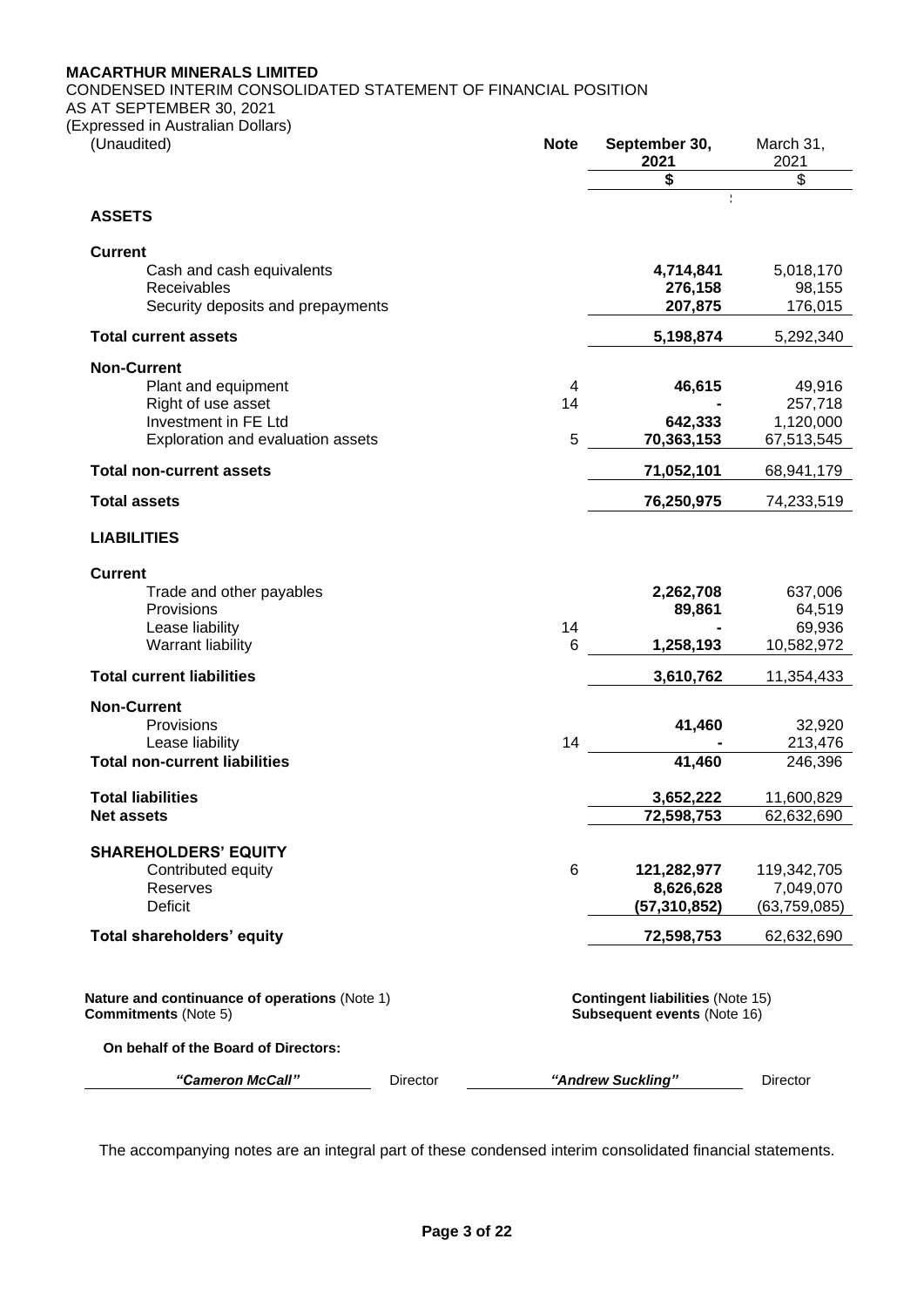**MACARTHUR MINERALS LIMITED**

CONDENSED INTERIM CONSOLIDATED STATEMENT OF FINANCIAL POSITION
AS AT SEPTEMBER 30, 2021
(Expressed in Australian Dollars)

| (Unaudited) | Note | September 30, 2021 | March 31, 2021 |
|---|---|---|---|
| | | **$** | $ |
| **ASSETS** | | | |
| **Current** | | | |
| Cash and cash equivalents | | **4,714,841** | 5,018,170 |
| Receivables | | **276,158** | 98,155 |
| Security deposits and prepayments | | **207,875** | 176,015 |
| **Total current assets** | | **5,198,874** | 5,292,340 |
| **Non-Current** | | | |
| Plant and equipment | 4 | **46,615** | 49,916 |
| Right of use asset | 14 | **-** | 257,718 |
| Investment in FE Ltd | | **642,333** | 1,120,000 |
| Exploration and evaluation assets | 5 | **70,363,153** | 67,513,545 |
| **Total non-current assets** | | **71,052,101** | 68,941,179 |
| **Total assets** | | **76,250,975** | 74,233,519 |
| **LIABILITIES** | | | |
| **Current** | | | |
| Trade and other payables | | **2,262,708** | 637,006 |
| Provisions | | **89,861** | 64,519 |
| Lease liability | 14 | **-** | 69,936 |
| Warrant liability | 6 | **1,258,193** | 10,582,972 |
| **Total current liabilities** | | **3,610,762** | 11,354,433 |
| **Non-Current** | | | |
| Provisions | | **41,460** | 32,920 |
| Lease liability | 14 | **-** | 213,476 |
| **Total non-current liabilities** | | **41,460** | 246,396 |
| **Total liabilities** | | **3,652,222** | 11,600,829 |
| **Net assets** | | **72,598,753** | 62,632,690 |
| **SHAREHOLDERS' EQUITY** | | | |
| Contributed equity | 6 | **121,282,977** | 119,342,705 |
| Reserves | | **8,626,628** | 7,049,070 |
| Deficit | | **(57,310,852)** | (63,759,085) |
| **Total shareholders' equity** | | **72,598,753** | 62,632,690 |

**Nature and continuance of operations** (Note 1)
**Commitments** (Note 5)

**Contingent liabilities** (Note 15)
**Subsequent events** (Note 16)

**On behalf of the Board of Directors:**

***"Cameron McCall"*** Director

***"Andrew Suckling"*** Director

The accompanying notes are an integral part of these condensed interim consolidated financial statements.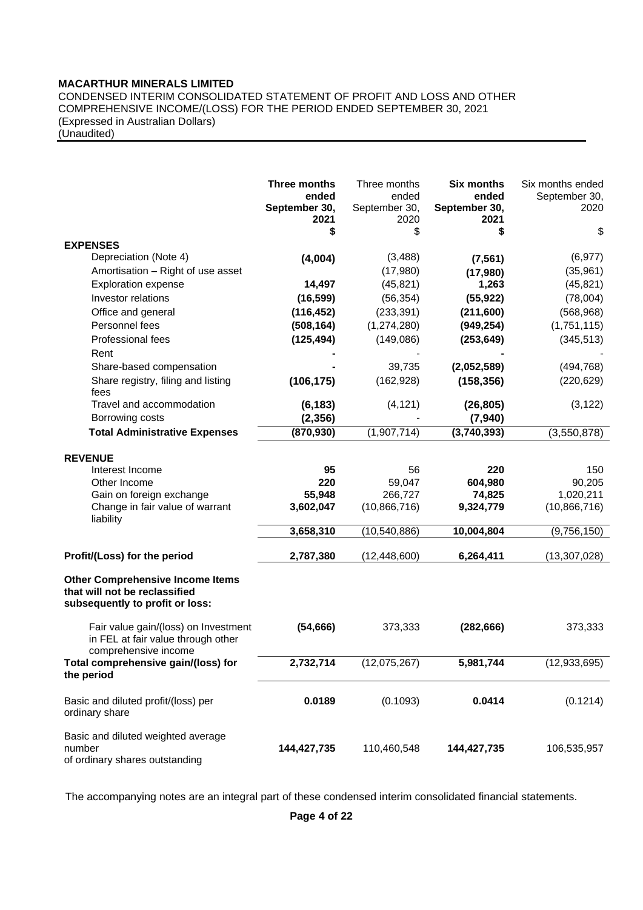**MACARTHUR MINERALS LIMITED**

CONDENSED INTERIM CONSOLIDATED STATEMENT OF PROFIT AND LOSS AND OTHER COMPREHENSIVE INCOME/(LOSS) FOR THE PERIOD ENDED SEPTEMBER 30, 2021
(Expressed in Australian Dollars)
(Unaudited)

| | **Three months ended September 30, 2021** | Three months ended September 30, 2020 | **Six months ended September 30, 2021** | Six months ended September 30, 2020 |
|---|---|---|---|---|
| | **$** | $ | **$** | $ |
| **EXPENSES** | | | | |
| Depreciation (Note 4) | **(4,004)** | (3,488) | **(7,561)** | (6,977) |
| Amortisation – Right of use asset | | (17,980) | **(17,980)** | (35,961) |
| Exploration expense | **14,497** | (45,821) | **1,263** | (45,821) |
| Investor relations | **(16,599)** | (56,354) | **(55,922)** | (78,004) |
| Office and general | **(116,452)** | (233,391) | **(211,600)** | (568,968) |
| Personnel fees | **(508,164)** | (1,274,280) | **(949,254)** | (1,751,115) |
| Professional fees | **(125,494)** | (149,086) | **(253,649)** | (345,513) |
| Rent | **-** | - | **-** | - |
| Share-based compensation | **-** | 39,735 | **(2,052,589)** | (494,768) |
| Share registry, filing and listing fees | **(106,175)** | (162,928) | **(158,356)** | (220,629) |
| Travel and accommodation | **(6,183)** | (4,121) | **(26,805)** | (3,122) |
| Borrowing costs | **(2,356)** | - | **(7,940)** | |
| **Total Administrative Expenses** | **(870,930)** | (1,907,714) | **(3,740,393)** | (3,550,878) |
| **REVENUE** | | | | |
| Interest Income | **95** | 56 | **220** | 150 |
| Other Income | **220** | 59,047 | **604,980** | 90,205 |
| Gain on foreign exchange | **55,948** | 266,727 | **74,825** | 1,020,211 |
| Change in fair value of warrant liability | **3,602,047** | (10,866,716) | **9,324,779** | (10,866,716) |
| | **3,658,310** | (10,540,886) | **10,004,804** | (9,756,150) |
| **Profit/(Loss) for the period** | **2,787,380** | (12,448,600) | **6,264,411** | (13,307,028) |
| **Other Comprehensive Income Items that will not be reclassified subsequently to profit or loss:** | | | | |
| Fair value gain/(loss) on Investment in FEL at fair value through other comprehensive income | **(54,666)** | 373,333 | **(282,666)** | 373,333 |
| **Total comprehensive gain/(loss) for the period** | **2,732,714** | (12,075,267) | **5,981,744** | (12,933,695) |
| Basic and diluted profit/(loss) per ordinary share | **0.0189** | (0.1093) | **0.0414** | (0.1214) |
| Basic and diluted weighted average number of ordinary shares outstanding | **144,427,735** | 110,460,548 | **144,427,735** | 106,535,957 |

The accompanying notes are an integral part of these condensed interim consolidated financial statements.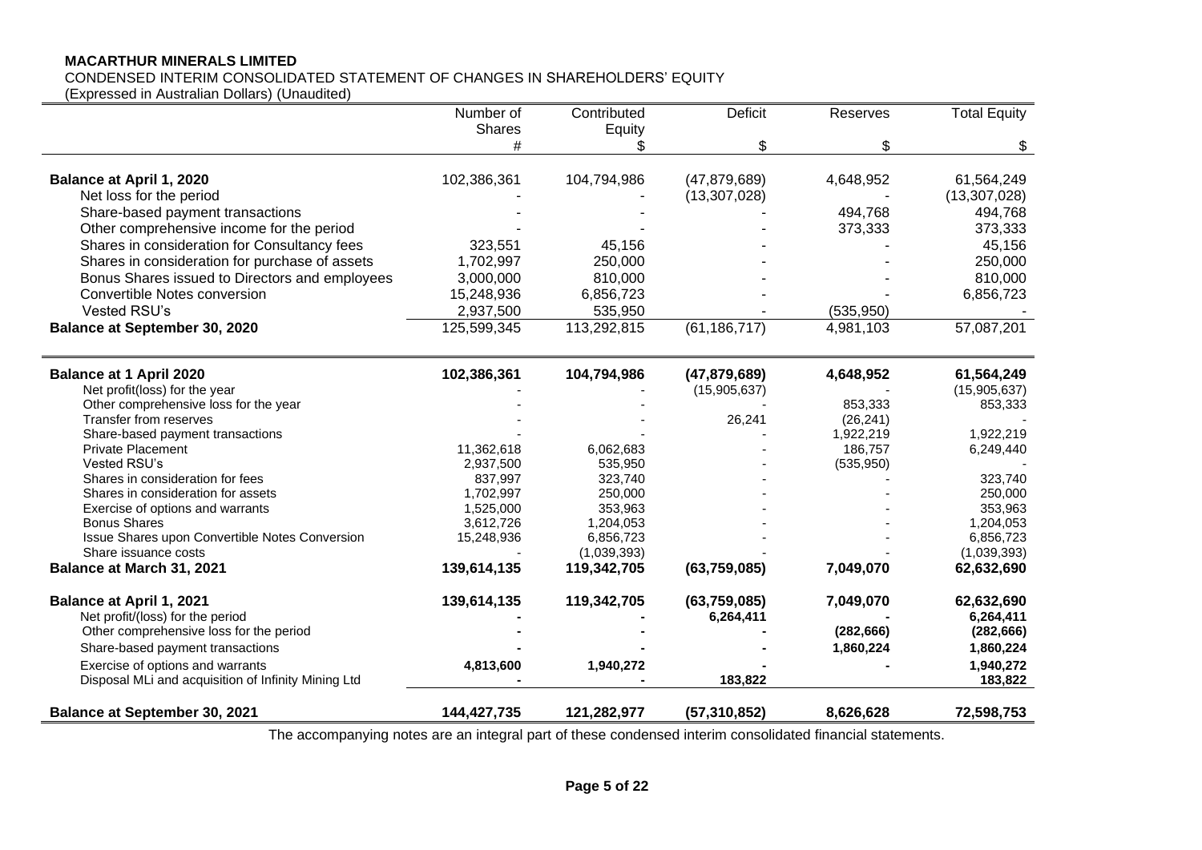**MACARTHUR MINERALS LIMITED**

CONDENSED INTERIM CONSOLIDATED STATEMENT OF CHANGES IN SHAREHOLDERS' EQUITY

(Expressed in Australian Dollars) (Unaudited)

| | Number of Shares | Contributed Equity | Deficit | Reserves | Total Equity |
|---|---|---|---|---|---|
| | # | $ | $ | $ | $ |
| **Balance at April 1, 2020** | 102,386,361 | 104,794,986 | (47,879,689) | 4,648,952 | 61,564,249 |
| Net loss for the period | - | - | (13,307,028) | - | (13,307,028) |
| Share-based payment transactions | - | - | - | 494,768 | 494,768 |
| Other comprehensive income for the period | - | - | - | 373,333 | 373,333 |
| Shares in consideration for Consultancy fees | 323,551 | 45,156 | - | - | 45,156 |
| Shares in consideration for purchase of assets | 1,702,997 | 250,000 | - | - | 250,000 |
| Bonus Shares issued to Directors and employees | 3,000,000 | 810,000 | - | - | 810,000 |
| Convertible Notes conversion | 15,248,936 | 6,856,723 | - | - | 6,856,723 |
| Vested RSU's | 2,937,500 | 535,950 | - | (535,950) | - |
| **Balance at September 30, 2020** | 125,599,345 | 113,292,815 | (61,186,717) | 4,981,103 | 57,087,201 |
| | | | | | |
| **Balance at 1 April 2020** | **102,386,361** | **104,794,986** | **(47,879,689)** | **4,648,952** | **61,564,249** |
| Net profit(loss) for the year | - | - | (15,905,637) | - | (15,905,637) |
| Other comprehensive loss for the year | - | - | - | 853,333 | 853,333 |
| Transfer from reserves | - | - | 26,241 | (26,241) | - |
| Share-based payment transactions | - | - | - | 1,922,219 | 1,922,219 |
| Private Placement | 11,362,618 | 6,062,683 | - | 186,757 | 6,249,440 |
| Vested RSU's | 2,937,500 | 535,950 | - | (535,950) | - |
| Shares in consideration for fees | 837,997 | 323,740 | - | - | 323,740 |
| Shares in consideration for assets | 1,702,997 | 250,000 | - | - | 250,000 |
| Exercise of options and warrants | 1,525,000 | 353,963 | - | - | 353,963 |
| Bonus Shares | 3,612,726 | 1,204,053 | - | - | 1,204,053 |
| Issue Shares upon Convertible Notes Conversion | 15,248,936 | 6,856,723 | - | - | 6,856,723 |
| Share issuance costs | - | (1,039,393) | - | - | (1,039,393) |
| **Balance at March 31, 2021** | **139,614,135** | **119,342,705** | **(63,759,085)** | **7,049,070** | **62,632,690** |
| | | | | | |
| **Balance at April 1, 2021** | **139,614,135** | **119,342,705** | **(63,759,085)** | **7,049,070** | **62,632,690** |
| Net profit/(loss) for the period | **-** | **-** | **6,264,411** | | **6,264,411** |
| Other comprehensive loss for the period | **-** | **-** | **-** | **(282,666)** | **(282,666)** |
| Share-based payment transactions | **-** | **-** | **-** | **1,860,224** | **1,860,224** |
| Exercise of options and warrants | **4,813,600** | **1,940,272** | **-** | **-** | **1,940,272** |
| Disposal MLi and acquisition of Infinity Mining Ltd | **-** | **-** | **183,822** | | **183,822** |
| **Balance at September 30, 2021** | **144,427,735** | **121,282,977** | **(57,310,852)** | **8,626,628** | **72,598,753** |

The accompanying notes are an integral part of these condensed interim consolidated financial statements.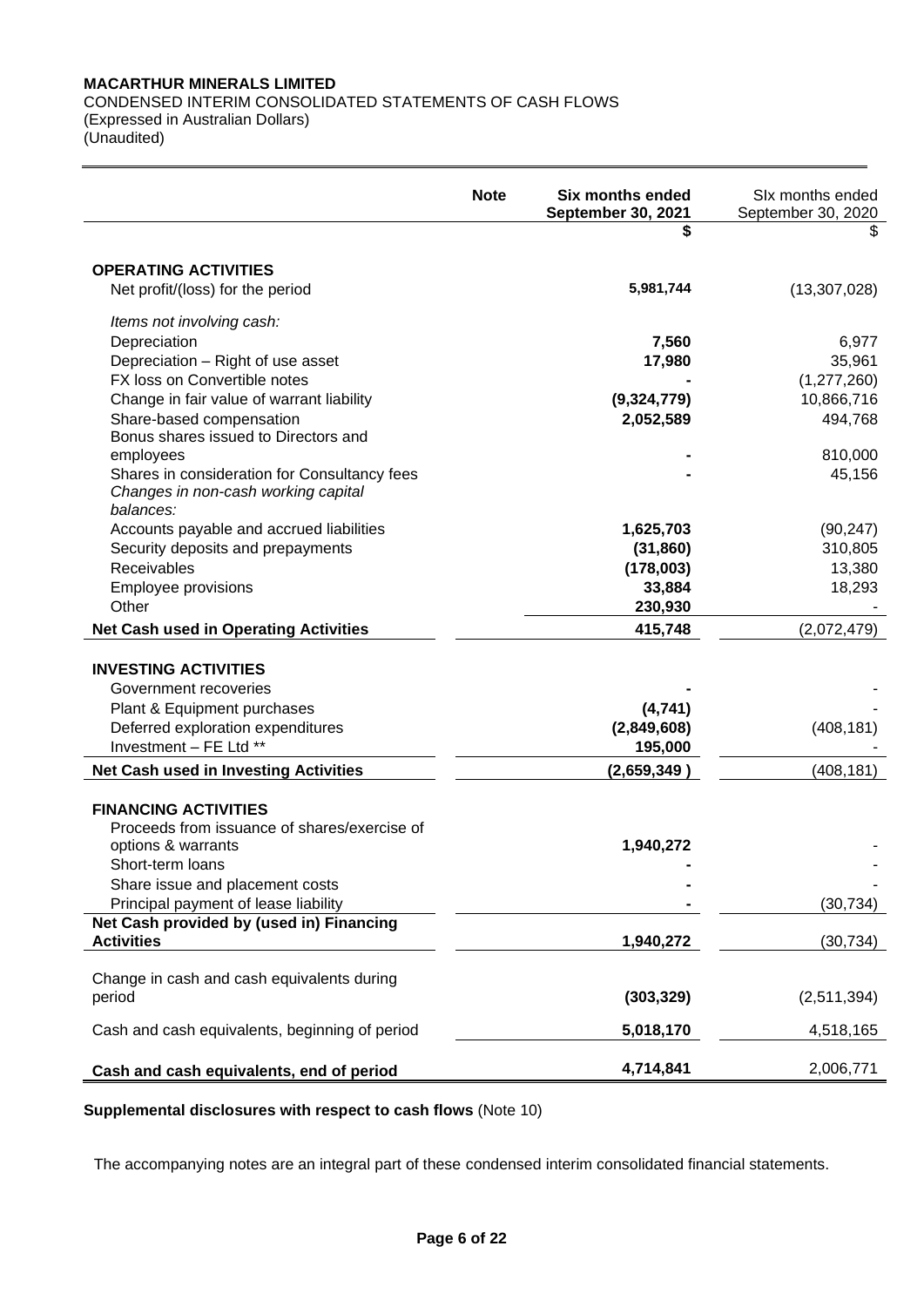**MACARTHUR MINERALS LIMITED**

CONDENSED INTERIM CONSOLIDATED STATEMENTS OF CASH FLOWS
(Expressed in Australian Dollars)
(Unaudited)

| | Note | **Six months ended September 30, 2021** | SIx months ended September 30, 2020 |
|---|---|---|---|
| | | **$** | $ |
| **OPERATING ACTIVITIES** | | | |
| Net profit/(loss) for the period | | **5,981,744** | (13,307,028) |
| *Items not involving cash:* | | | |
| Depreciation | | **7,560** | 6,977 |
| Depreciation – Right of use asset | | **17,980** | 35,961 |
| FX loss on Convertible notes | | **-** | (1,277,260) |
| Change in fair value of warrant liability | | **(9,324,779)** | 10,866,716 |
| Share-based compensation | | **2,052,589** | 494,768 |
| Bonus shares issued to Directors and employees | | **-** | 810,000 |
| Shares in consideration for Consultancy fees | | **-** | 45,156 |
| *Changes in non-cash working capital balances:* | | | |
| Accounts payable and accrued liabilities | | **1,625,703** | (90,247) |
| Security deposits and prepayments | | **(31,860)** | 310,805 |
| Receivables | | **(178,003)** | 13,380 |
| Employee provisions | | **33,884** | 18,293 |
| Other | | **230,930** | - |
| **Net Cash used in Operating Activities** | | **415,748** | (2,072,479) |
| **INVESTING ACTIVITIES** | | | |
| Government recoveries | | **-** | - |
| Plant & Equipment purchases | | **(4,741)** | - |
| Deferred exploration expenditures | | **(2,849,608)** | (408,181) |
| Investment – FE Ltd ** | | **195,000** | - |
| **Net Cash used in Investing Activities** | | **(2,659,349 )** | (408,181) |
| **FINANCING ACTIVITIES** | | | |
| Proceeds from issuance of shares/exercise of options & warrants | | **1,940,272** | - |
| Short-term loans | | **-** | - |
| Share issue and placement costs | | **-** | - |
| Principal payment of lease liability | | **-** | (30,734) |
| **Net Cash provided by (used in) Financing Activities** | | **1,940,272** | (30,734) |
| Change in cash and cash equivalents during period | | **(303,329)** | (2,511,394) |
| Cash and cash equivalents, beginning of period | | **5,018,170** | 4,518,165 |
| **Cash and cash equivalents, end of period** | | **4,714,841** | 2,006,771 |

**Supplemental disclosures with respect to cash flows** (Note 10)

The accompanying notes are an integral part of these condensed interim consolidated financial statements.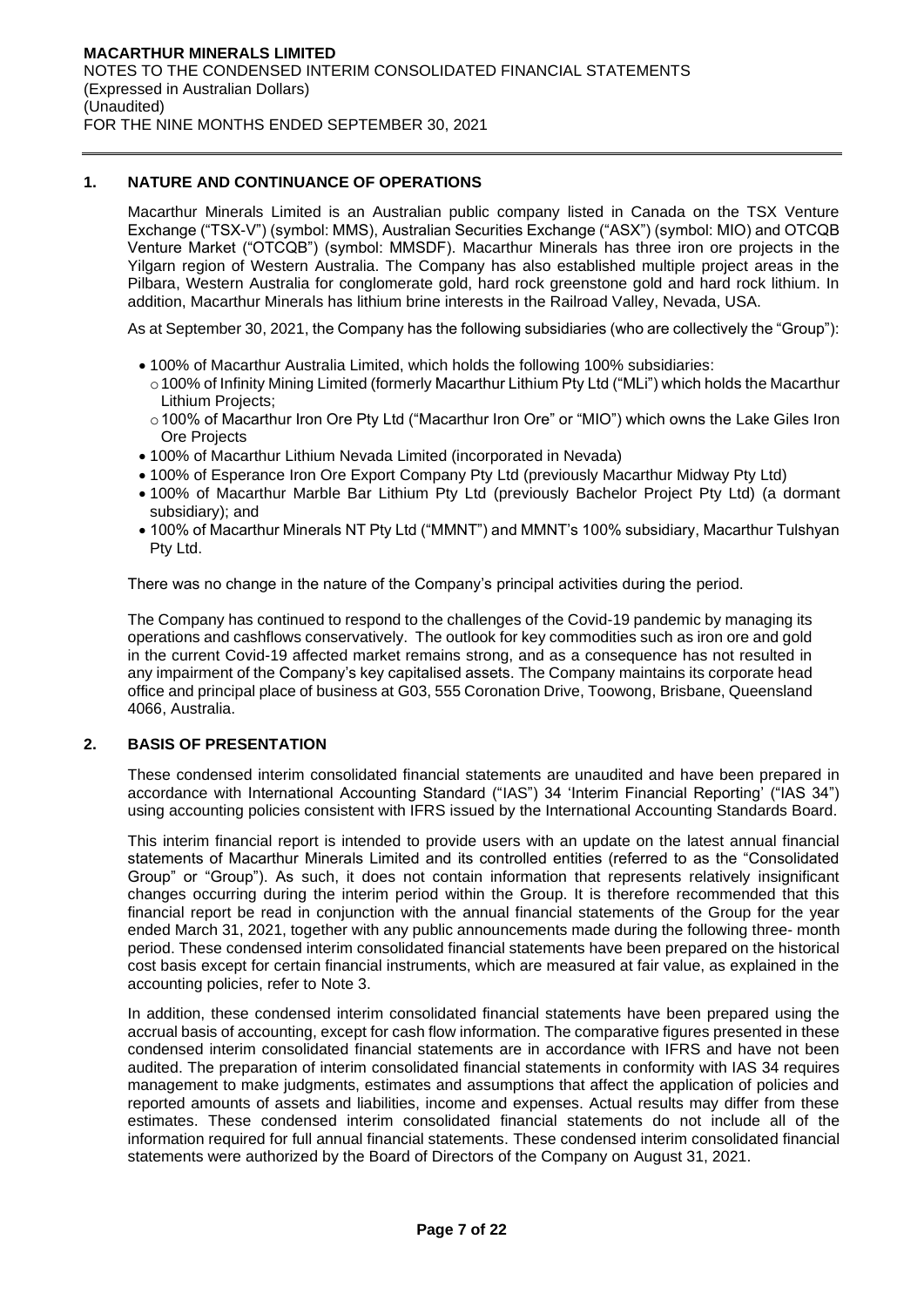## 1. NATURE AND CONTINUANCE OF OPERATIONS

Macarthur Minerals Limited is an Australian public company listed in Canada on the TSX Venture Exchange ("TSX-V") (symbol: MMS), Australian Securities Exchange ("ASX") (symbol: MIO) and OTCQB Venture Market ("OTCQB") (symbol: MMSDF). Macarthur Minerals has three iron ore projects in the Yilgarn region of Western Australia. The Company has also established multiple project areas in the Pilbara, Western Australia for conglomerate gold, hard rock greenstone gold and hard rock lithium. In addition, Macarthur Minerals has lithium brine interests in the Railroad Valley, Nevada, USA.

As at September 30, 2021, the Company has the following subsidiaries (who are collectively the "Group"):

- 100% of Macarthur Australia Limited, which holds the following 100% subsidiaries:
  - 100% of Infinity Mining Limited (formerly Macarthur Lithium Pty Ltd ("MLi") which holds the Macarthur Lithium Projects;
  - 100% of Macarthur Iron Ore Pty Ltd ("Macarthur Iron Ore" or "MIO") which owns the Lake Giles Iron Ore Projects
- 100% of Macarthur Lithium Nevada Limited (incorporated in Nevada)
- 100% of Esperance Iron Ore Export Company Pty Ltd (previously Macarthur Midway Pty Ltd)
- 100% of Macarthur Marble Bar Lithium Pty Ltd (previously Bachelor Project Pty Ltd) (a dormant subsidiary); and
- 100% of Macarthur Minerals NT Pty Ltd ("MMNT") and MMNT's 100% subsidiary, Macarthur Tulshyan Pty Ltd.

There was no change in the nature of the Company's principal activities during the period.

The Company has continued to respond to the challenges of the Covid-19 pandemic by managing its operations and cashflows conservatively. The outlook for key commodities such as iron ore and gold in the current Covid-19 affected market remains strong, and as a consequence has not resulted in any impairment of the Company's key capitalised assets. The Company maintains its corporate head office and principal place of business at G03, 555 Coronation Drive, Toowong, Brisbane, Queensland 4066, Australia.

## 2. BASIS OF PRESENTATION

These condensed interim consolidated financial statements are unaudited and have been prepared in accordance with International Accounting Standard ("IAS") 34 'Interim Financial Reporting' ("IAS 34") using accounting policies consistent with IFRS issued by the International Accounting Standards Board.

This interim financial report is intended to provide users with an update on the latest annual financial statements of Macarthur Minerals Limited and its controlled entities (referred to as the "Consolidated Group" or "Group"). As such, it does not contain information that represents relatively insignificant changes occurring during the interim period within the Group. It is therefore recommended that this financial report be read in conjunction with the annual financial statements of the Group for the year ended March 31, 2021, together with any public announcements made during the following three- month period. These condensed interim consolidated financial statements have been prepared on the historical cost basis except for certain financial instruments, which are measured at fair value, as explained in the accounting policies, refer to Note 3.

In addition, these condensed interim consolidated financial statements have been prepared using the accrual basis of accounting, except for cash flow information. The comparative figures presented in these condensed interim consolidated financial statements are in accordance with IFRS and have not been audited. The preparation of interim consolidated financial statements in conformity with IAS 34 requires management to make judgments, estimates and assumptions that affect the application of policies and reported amounts of assets and liabilities, income and expenses. Actual results may differ from these estimates. These condensed interim consolidated financial statements do not include all of the information required for full annual financial statements. These condensed interim consolidated financial statements were authorized by the Board of Directors of the Company on August 31, 2021.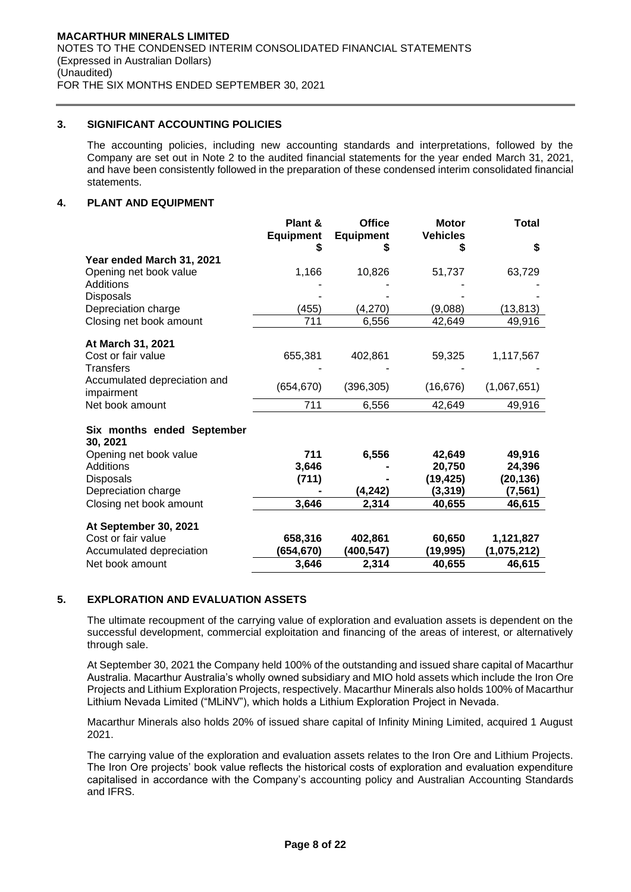**MACARTHUR MINERALS LIMITED**
NOTES TO THE CONDENSED INTERIM CONSOLIDATED FINANCIAL STATEMENTS
(Expressed in Australian Dollars)
(Unaudited)
FOR THE SIX MONTHS ENDED SEPTEMBER 30, 2021

## 3. SIGNIFICANT ACCOUNTING POLICIES

The accounting policies, including new accounting standards and interpretations, followed by the Company are set out in Note 2 to the audited financial statements for the year ended March 31, 2021, and have been consistently followed in the preparation of these condensed interim consolidated financial statements.

## 4. PLANT AND EQUIPMENT

| | Plant & Equipment $ | Office Equipment $ | Motor Vehicles $ | Total $ |
|---|---|---|---|---|
| **Year ended March 31, 2021** | | | | |
| Opening net book value | 1,166 | 10,826 | 51,737 | 63,729 |
| Additions | - | - | - | - |
| Disposals | - | - | - | - |
| Depreciation charge | (455) | (4,270) | (9,088) | (13,813) |
| Closing net book amount | 711 | 6,556 | 42,649 | 49,916 |
| **At March 31, 2021** | | | | |
| Cost or fair value | 655,381 | 402,861 | 59,325 | 1,117,567 |
| Transfers | - | - | - | - |
| Accumulated depreciation and impairment | (654,670) | (396,305) | (16,676) | (1,067,651) |
| Net book amount | 711 | 6,556 | 42,649 | 49,916 |
| **Six months ended September 30, 2021** | | | | |
| Opening net book value | **711** | **6,556** | **42,649** | **49,916** |
| Additions | **3,646** | **-** | **20,750** | **24,396** |
| Disposals | **(711)** | **-** | **(19,425)** | **(20,136)** |
| Depreciation charge | **-** | **(4,242)** | **(3,319)** | **(7,561)** |
| Closing net book amount | **3,646** | **2,314** | **40,655** | **46,615** |
| **At September 30, 2021** | | | | |
| Cost or fair value | **658,316** | **402,861** | **60,650** | **1,121,827** |
| Accumulated depreciation | **(654,670)** | **(400,547)** | **(19,995)** | **(1,075,212)** |
| Net book amount | **3,646** | **2,314** | **40,655** | **46,615** |

## 5. EXPLORATION AND EVALUATION ASSETS

The ultimate recoupment of the carrying value of exploration and evaluation assets is dependent on the successful development, commercial exploitation and financing of the areas of interest, or alternatively through sale.

At September 30, 2021 the Company held 100% of the outstanding and issued share capital of Macarthur Australia. Macarthur Australia's wholly owned subsidiary and MIO hold assets which include the Iron Ore Projects and Lithium Exploration Projects, respectively. Macarthur Minerals also holds 100% of Macarthur Lithium Nevada Limited ("MLiNV"), which holds a Lithium Exploration Project in Nevada.

Macarthur Minerals also holds 20% of issued share capital of Infinity Mining Limited, acquired 1 August 2021.

The carrying value of the exploration and evaluation assets relates to the Iron Ore and Lithium Projects. The Iron Ore projects' book value reflects the historical costs of exploration and evaluation expenditure capitalised in accordance with the Company's accounting policy and Australian Accounting Standards and IFRS.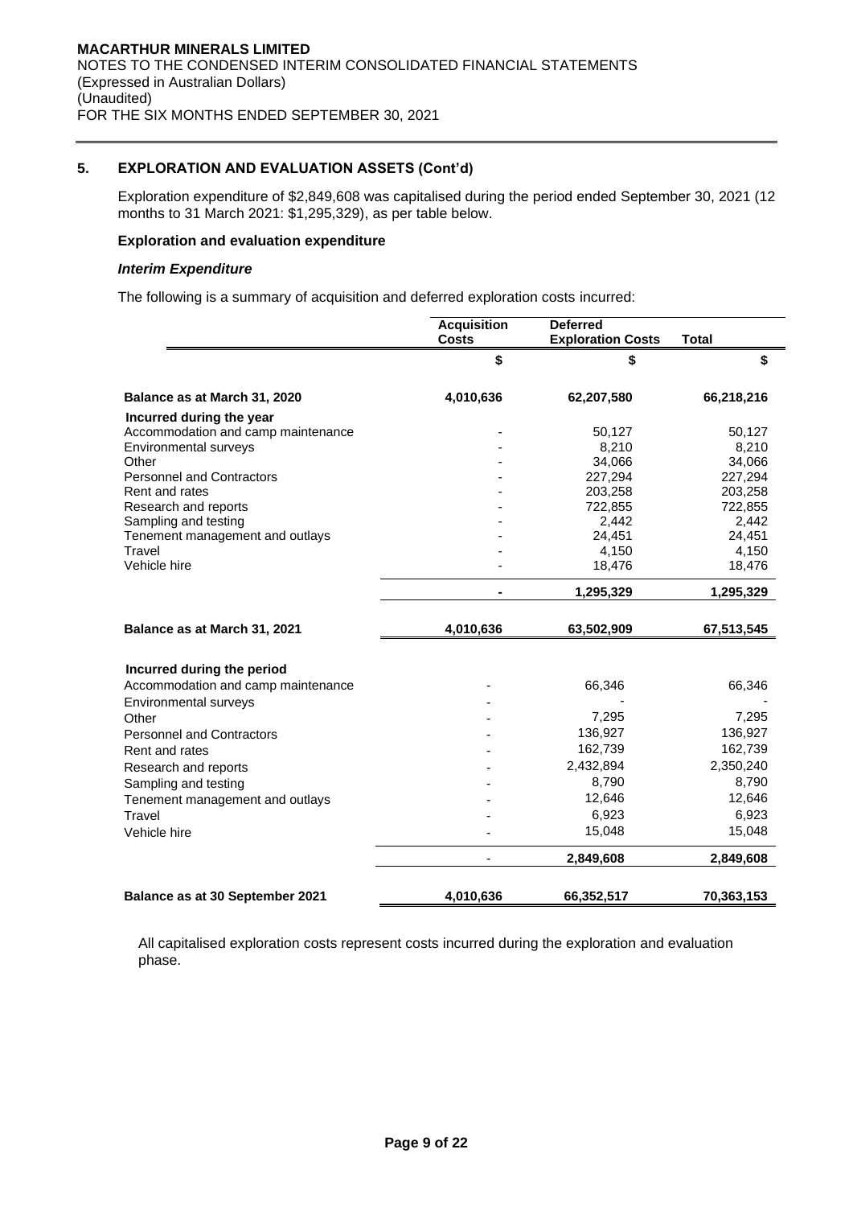**MACARTHUR MINERALS LIMITED**
NOTES TO THE CONDENSED INTERIM CONSOLIDATED FINANCIAL STATEMENTS
(Expressed in Australian Dollars)
(Unaudited)
FOR THE SIX MONTHS ENDED SEPTEMBER 30, 2021

## 5. EXPLORATION AND EVALUATION ASSETS (Cont'd)

Exploration expenditure of $2,849,608 was capitalised during the period ended September 30, 2021 (12 months to 31 March 2021: $1,295,329), as per table below.

### Exploration and evaluation expenditure

#### *Interim Expenditure*

The following is a summary of acquisition and deferred exploration costs incurred:

| | Acquisition Costs | Deferred Exploration Costs | Total |
|---|---|---|---|
| | $ | $ | $ |
| **Balance as at March 31, 2020** | **4,010,636** | **62,207,580** | **66,218,216** |
| **Incurred during the year** | | | |
| Accommodation and camp maintenance | - | 50,127 | 50,127 |
| Environmental surveys | - | 8,210 | 8,210 |
| Other | - | 34,066 | 34,066 |
| Personnel and Contractors | - | 227,294 | 227,294 |
| Rent and rates | - | 203,258 | 203,258 |
| Research and reports | - | 722,855 | 722,855 |
| Sampling and testing | - | 2,442 | 2,442 |
| Tenement management and outlays | - | 24,451 | 24,451 |
| Travel | - | 4,150 | 4,150 |
| Vehicle hire | - | 18,476 | 18,476 |
| | **-** | **1,295,329** | **1,295,329** |
| **Balance as at March 31, 2021** | **4,010,636** | **63,502,909** | **67,513,545** |
| **Incurred during the period** | | | |
| Accommodation and camp maintenance | - | 66,346 | 66,346 |
| Environmental surveys | - | - | - |
| Other | - | 7,295 | 7,295 |
| Personnel and Contractors | - | 136,927 | 136,927 |
| Rent and rates | - | 162,739 | 162,739 |
| Research and reports | - | 2,432,894 | 2,350,240 |
| Sampling and testing | - | 8,790 | 8,790 |
| Tenement management and outlays | - | 12,646 | 12,646 |
| Travel | - | 6,923 | 6,923 |
| Vehicle hire | - | 15,048 | 15,048 |
| | - | **2,849,608** | **2,849,608** |
| **Balance as at 30 September 2021** | **4,010,636** | **66,352,517** | **70,363,153** |

All capitalised exploration costs represent costs incurred during the exploration and evaluation phase.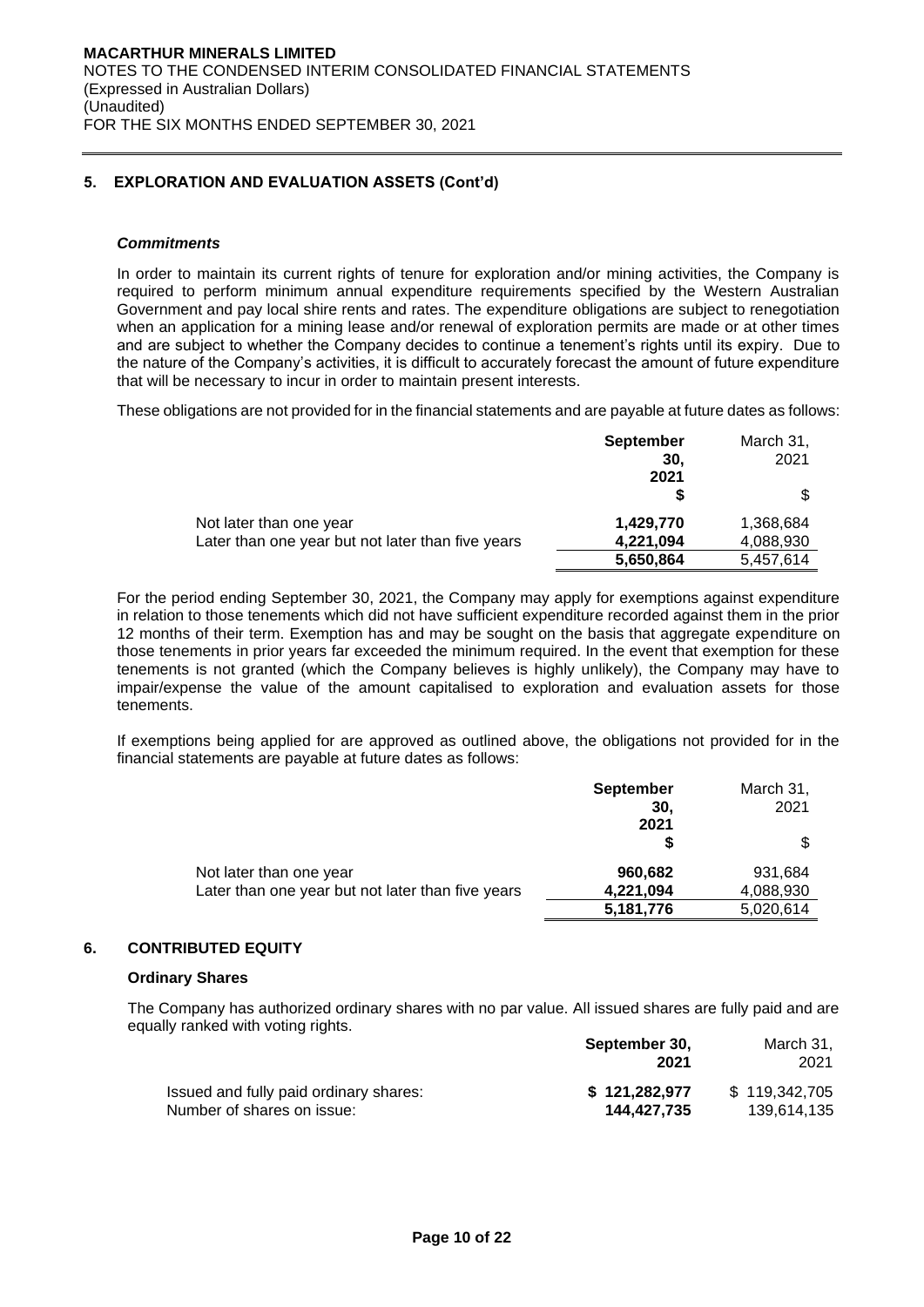## 5. EXPLORATION AND EVALUATION ASSETS (Cont'd)

### *Commitments*

In order to maintain its current rights of tenure for exploration and/or mining activities, the Company is required to perform minimum annual expenditure requirements specified by the Western Australian Government and pay local shire rents and rates. The expenditure obligations are subject to renegotiation when an application for a mining lease and/or renewal of exploration permits are made or at other times and are subject to whether the Company decides to continue a tenement's rights until its expiry. Due to the nature of the Company's activities, it is difficult to accurately forecast the amount of future expenditure that will be necessary to incur in order to maintain present interests.

These obligations are not provided for in the financial statements and are payable at future dates as follows:

| | **September 30, 2021** | March 31, 2021 |
|---|---|---|
| | **$** | $ |
| Not later than one year | **1,429,770** | 1,368,684 |
| Later than one year but not later than five years | **4,221,094** | 4,088,930 |
| | **5,650,864** | 5,457,614 |

For the period ending September 30, 2021, the Company may apply for exemptions against expenditure in relation to those tenements which did not have sufficient expenditure recorded against them in the prior 12 months of their term. Exemption has and may be sought on the basis that aggregate expenditure on those tenements in prior years far exceeded the minimum required. In the event that exemption for these tenements is not granted (which the Company believes is highly unlikely), the Company may have to impair/expense the value of the amount capitalised to exploration and evaluation assets for those tenements.

If exemptions being applied for are approved as outlined above, the obligations not provided for in the financial statements are payable at future dates as follows:

| | **September 30, 2021** | March 31, 2021 |
|---|---|---|
| | **$** | $ |
| Not later than one year | **960,682** | 931,684 |
| Later than one year but not later than five years | **4,221,094** | 4,088,930 |
| | **5,181,776** | 5,020,614 |

## 6. CONTRIBUTED EQUITY

### Ordinary Shares

The Company has authorized ordinary shares with no par value. All issued shares are fully paid and are equally ranked with voting rights.

| | **September 30, 2021** | March 31, 2021 |
|---|---|---|
| Issued and fully paid ordinary shares: | **$ 121,282,977** | $ 119,342,705 |
| Number of shares on issue: | **144,427,735** | 139,614,135 |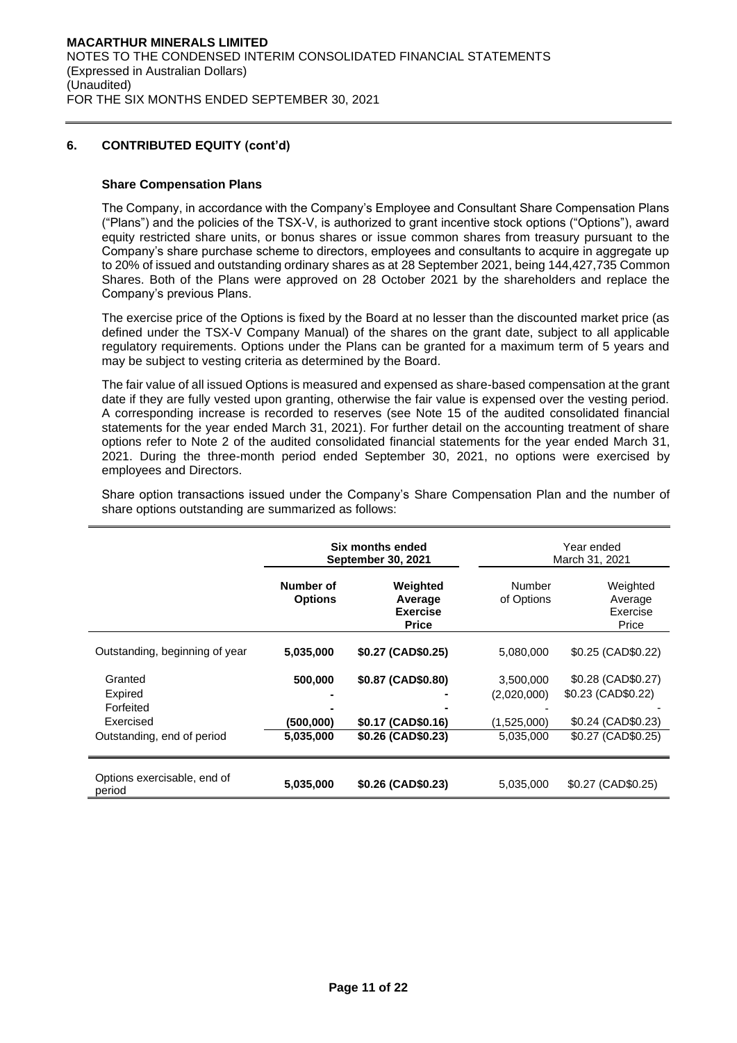## 6. CONTRIBUTED EQUITY (cont'd)

### Share Compensation Plans

The Company, in accordance with the Company's Employee and Consultant Share Compensation Plans ("Plans") and the policies of the TSX-V, is authorized to grant incentive stock options ("Options"), award equity restricted share units, or bonus shares or issue common shares from treasury pursuant to the Company's share purchase scheme to directors, employees and consultants to acquire in aggregate up to 20% of issued and outstanding ordinary shares as at 28 September 2021, being 144,427,735 Common Shares. Both of the Plans were approved on 28 October 2021 by the shareholders and replace the Company's previous Plans.

The exercise price of the Options is fixed by the Board at no lesser than the discounted market price (as defined under the TSX-V Company Manual) of the shares on the grant date, subject to all applicable regulatory requirements. Options under the Plans can be granted for a maximum term of 5 years and may be subject to vesting criteria as determined by the Board.

The fair value of all issued Options is measured and expensed as share-based compensation at the grant date if they are fully vested upon granting, otherwise the fair value is expensed over the vesting period. A corresponding increase is recorded to reserves (see Note 15 of the audited consolidated financial statements for the year ended March 31, 2021). For further detail on the accounting treatment of share options refer to Note 2 of the audited consolidated financial statements for the year ended March 31, 2021. During the three-month period ended September 30, 2021, no options were exercised by employees and Directors.

Share option transactions issued under the Company's Share Compensation Plan and the number of share options outstanding are summarized as follows:

| | **Six months ended September 30, 2021** | | Year ended March 31, 2021 | |
|---|---|---|---|---|
| | **Number of Options** | **Weighted Average Exercise Price** | Number of Options | Weighted Average Exercise Price |
| Outstanding, beginning of year | **5,035,000** | **$0.27 (CAD$0.25)** | 5,080,000 | $0.25 (CAD$0.22) |
| Granted | **500,000** | **$0.87 (CAD$0.80)** | 3,500,000 | $0.28 (CAD$0.27) |
| Expired | **-** | **-** | (2,020,000) | $0.23 (CAD$0.22) |
| Forfeited | **-** | **-** | - | - |
| Exercised | **(500,000)** | **$0.17 (CAD$0.16)** | (1,525,000) | $0.24 (CAD$0.23) |
| Outstanding, end of period | **5,035,000** | **$0.26 (CAD$0.23)** | 5,035,000 | $0.27 (CAD$0.25) |
| Options exercisable, end of period | **5,035,000** | **$0.26 (CAD$0.23)** | 5,035,000 | $0.27 (CAD$0.25) |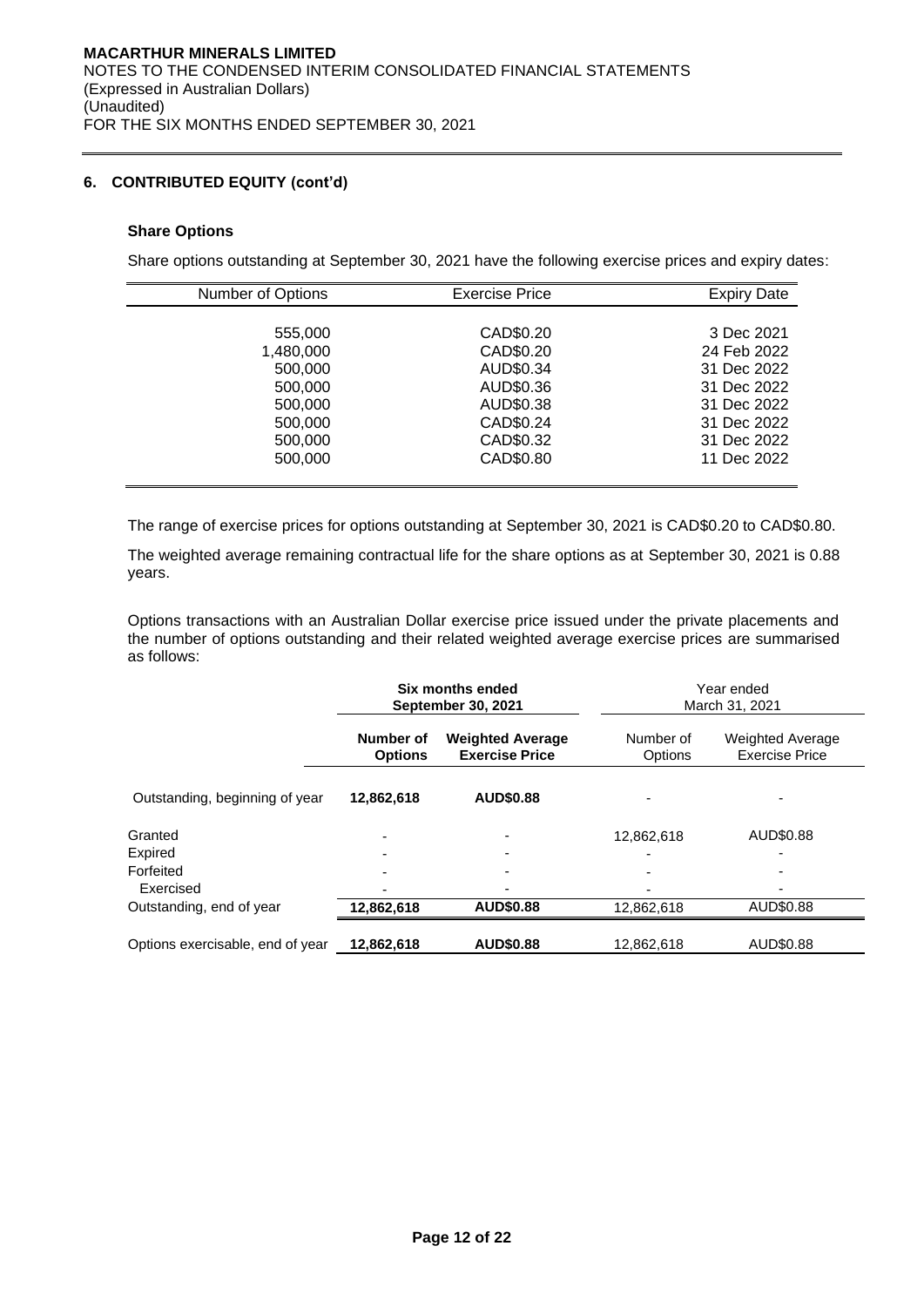MACARTHUR MINERALS LIMITED
NOTES TO THE CONDENSED INTERIM CONSOLIDATED FINANCIAL STATEMENTS
(Expressed in Australian Dollars)
(Unaudited)
FOR THE SIX MONTHS ENDED SEPTEMBER 30, 2021

## 6. CONTRIBUTED EQUITY (cont'd)

### Share Options

Share options outstanding at September 30, 2021 have the following exercise prices and expiry dates:

| Number of Options | Exercise Price | Expiry Date |
|---|---|---|
| 555,000 | CAD$0.20 | 3 Dec 2021 |
| 1,480,000 | CAD$0.20 | 24 Feb 2022 |
| 500,000 | AUD$0.34 | 31 Dec 2022 |
| 500,000 | AUD$0.36 | 31 Dec 2022 |
| 500,000 | AUD$0.38 | 31 Dec 2022 |
| 500,000 | CAD$0.24 | 31 Dec 2022 |
| 500,000 | CAD$0.32 | 31 Dec 2022 |
| 500,000 | CAD$0.80 | 11 Dec 2022 |

The range of exercise prices for options outstanding at September 30, 2021 is CAD$0.20 to CAD$0.80.

The weighted average remaining contractual life for the share options as at September 30, 2021 is 0.88 years.

Options transactions with an Australian Dollar exercise price issued under the private placements and the number of options outstanding and their related weighted average exercise prices are summarised as follows:

| | **Six months ended September 30, 2021** | | Year ended March 31, 2021 | |
|---|---|---|---|---|
| | **Number of Options** | **Weighted Average Exercise Price** | Number of Options | Weighted Average Exercise Price |
| Outstanding, beginning of year | **12,862,618** | **AUD$0.88** | - | - |
| Granted | - | - | 12,862,618 | AUD$0.88 |
| Expired | - | - | - | - |
| Forfeited | - | - | - | - |
| Exercised | - | - | - | - |
| Outstanding, end of year | **12,862,618** | **AUD$0.88** | 12,862,618 | AUD$0.88 |
| Options exercisable, end of year | **12,862,618** | **AUD$0.88** | 12,862,618 | AUD$0.88 |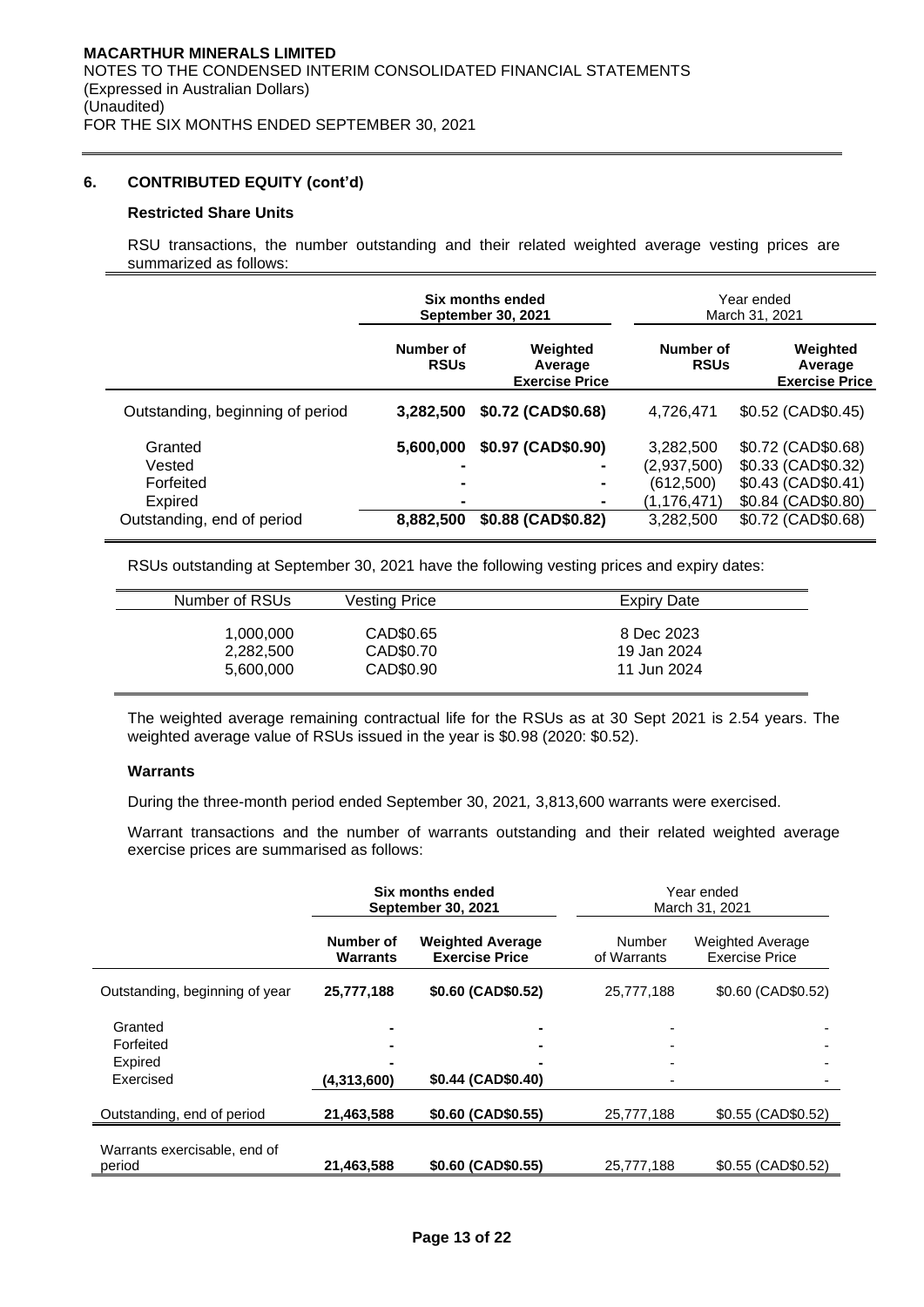## 6. CONTRIBUTED EQUITY (cont'd)

### Restricted Share Units

RSU transactions, the number outstanding and their related weighted average vesting prices are summarized as follows:

| | Six months ended September 30, 2021 | | Year ended March 31, 2021 | |
|---|---|---|---|---|
| | **Number of RSUs** | **Weighted Average Exercise Price** | **Number of RSUs** | **Weighted Average Exercise Price** |
| Outstanding, beginning of period | **3,282,500** | **$0.72 (CAD$0.68)** | 4,726,471 | $0.52 (CAD$0.45) |
| Granted | **5,600,000** | **$0.97 (CAD$0.90)** | 3,282,500 | $0.72 (CAD$0.68) |
| Vested | **-** | **-** | (2,937,500) | $0.33 (CAD$0.32) |
| Forfeited | **-** | **-** | (612,500) | $0.43 (CAD$0.41) |
| Expired | **-** | **-** | (1,176,471) | $0.84 (CAD$0.80) |
| Outstanding, end of period | **8,882,500** | **$0.88 (CAD$0.82)** | 3,282,500 | $0.72 (CAD$0.68) |

RSUs outstanding at September 30, 2021 have the following vesting prices and expiry dates:

| Number of RSUs | Vesting Price | Expiry Date |
|---|---|---|
| 1,000,000 | CAD$0.65 | 8 Dec 2023 |
| 2,282,500 | CAD$0.70 | 19 Jan 2024 |
| 5,600,000 | CAD$0.90 | 11 Jun 2024 |

The weighted average remaining contractual life for the RSUs as at 30 Sept 2021 is 2.54 years. The weighted average value of RSUs issued in the year is $0.98 (2020: $0.52).

### Warrants

During the three-month period ended September 30, 2021, 3,813,600 warrants were exercised.

Warrant transactions and the number of warrants outstanding and their related weighted average exercise prices are summarised as follows:

| | Six months ended September 30, 2021 | | Year ended March 31, 2021 | |
|---|---|---|---|---|
| | **Number of Warrants** | **Weighted Average Exercise Price** | Number of Warrants | Weighted Average Exercise Price |
| Outstanding, beginning of year | **25,777,188** | **$0.60 (CAD$0.52)** | 25,777,188 | $0.60 (CAD$0.52) |
| Granted | **-** | **-** | - | - |
| Forfeited | **-** | **-** | - | - |
| Expired | **-** | **-** | - | - |
| Exercised | **(4,313,600)** | **$0.44 (CAD$0.40)** | - | - |
| Outstanding, end of period | **21,463,588** | **$0.60 (CAD$0.55)** | 25,777,188 | $0.55 (CAD$0.52) |
| Warrants exercisable, end of period | **21,463,588** | **$0.60 (CAD$0.55)** | 25,777,188 | $0.55 (CAD$0.52) |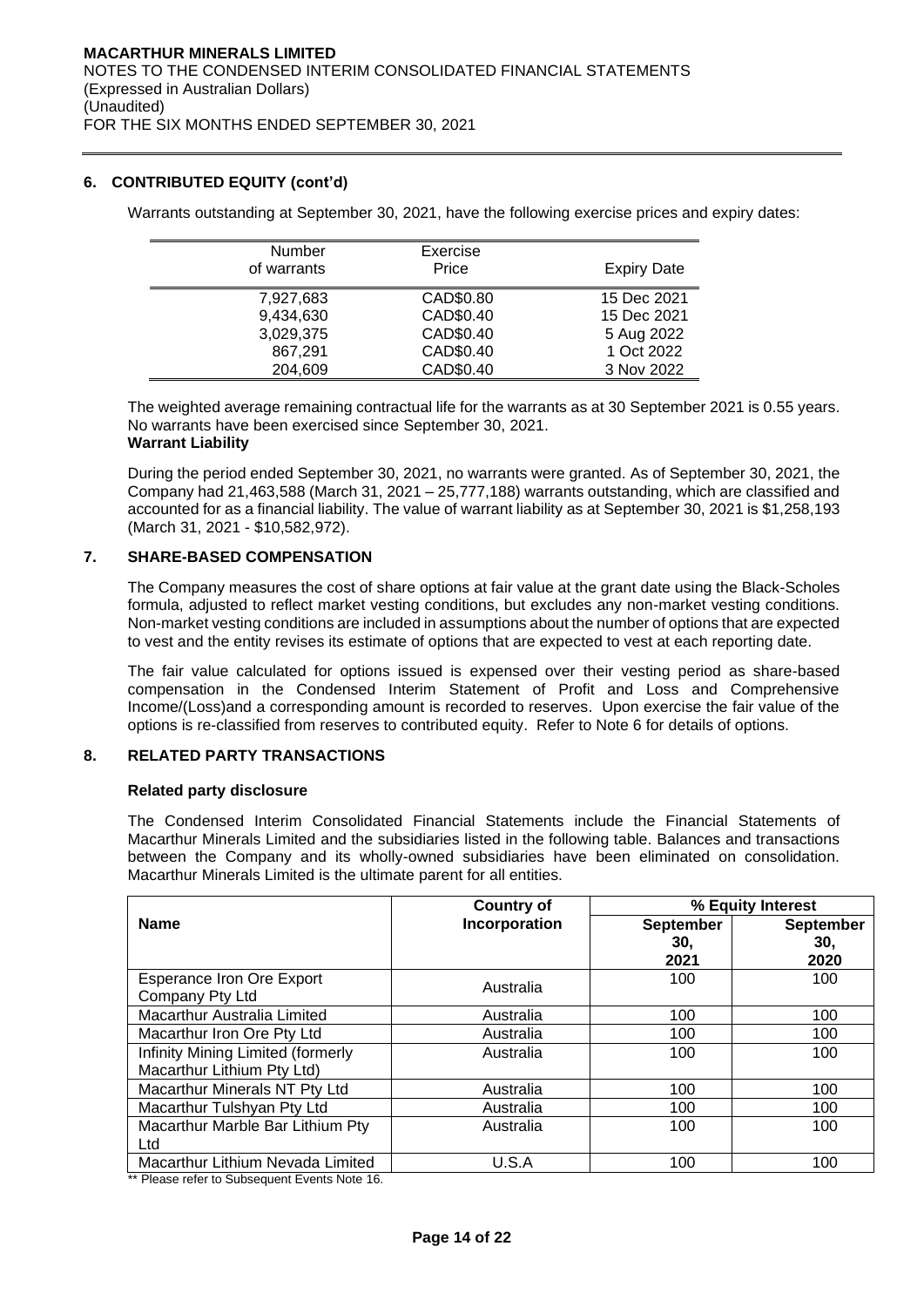## 6. CONTRIBUTED EQUITY (cont'd)

Warrants outstanding at September 30, 2021, have the following exercise prices and expiry dates:

| Number of warrants | Exercise Price | Expiry Date |
|---|---|---|
| 7,927,683 | CAD$0.80 | 15 Dec 2021 |
| 9,434,630 | CAD$0.40 | 15 Dec 2021 |
| 3,029,375 | CAD$0.40 | 5 Aug 2022 |
| 867,291 | CAD$0.40 | 1 Oct 2022 |
| 204,609 | CAD$0.40 | 3 Nov 2022 |

The weighted average remaining contractual life for the warrants as at 30 September 2021 is 0.55 years. No warrants have been exercised since September 30, 2021.

**Warrant Liability**

During the period ended September 30, 2021, no warrants were granted. As of September 30, 2021, the Company had 21,463,588 (March 31, 2021 – 25,777,188) warrants outstanding, which are classified and accounted for as a financial liability. The value of warrant liability as at September 30, 2021 is $1,258,193 (March 31, 2021 - $10,582,972).

## 7. SHARE-BASED COMPENSATION

The Company measures the cost of share options at fair value at the grant date using the Black-Scholes formula, adjusted to reflect market vesting conditions, but excludes any non-market vesting conditions. Non-market vesting conditions are included in assumptions about the number of options that are expected to vest and the entity revises its estimate of options that are expected to vest at each reporting date.

The fair value calculated for options issued is expensed over their vesting period as share-based compensation in the Condensed Interim Statement of Profit and Loss and Comprehensive Income/(Loss)and a corresponding amount is recorded to reserves. Upon exercise the fair value of the options is re-classified from reserves to contributed equity. Refer to Note 6 for details of options.

## 8. RELATED PARTY TRANSACTIONS

**Related party disclosure**

The Condensed Interim Consolidated Financial Statements include the Financial Statements of Macarthur Minerals Limited and the subsidiaries listed in the following table. Balances and transactions between the Company and its wholly-owned subsidiaries have been eliminated on consolidation. Macarthur Minerals Limited is the ultimate parent for all entities.

| Name | Country of Incorporation | % Equity Interest | |
|---|---|---|---|
| | | September 30, 2021 | September 30, 2020 |
| Esperance Iron Ore Export Company Pty Ltd | Australia | 100 | 100 |
| Macarthur Australia Limited | Australia | 100 | 100 |
| Macarthur Iron Ore Pty Ltd | Australia | 100 | 100 |
| Infinity Mining Limited (formerly Macarthur Lithium Pty Ltd) | Australia | 100 | 100 |
| Macarthur Minerals NT Pty Ltd | Australia | 100 | 100 |
| Macarthur Tulshyan Pty Ltd | Australia | 100 | 100 |
| Macarthur Marble Bar Lithium Pty Ltd | Australia | 100 | 100 |
| Macarthur Lithium Nevada Limited | U.S.A | 100 | 100 |

** Please refer to Subsequent Events Note 16.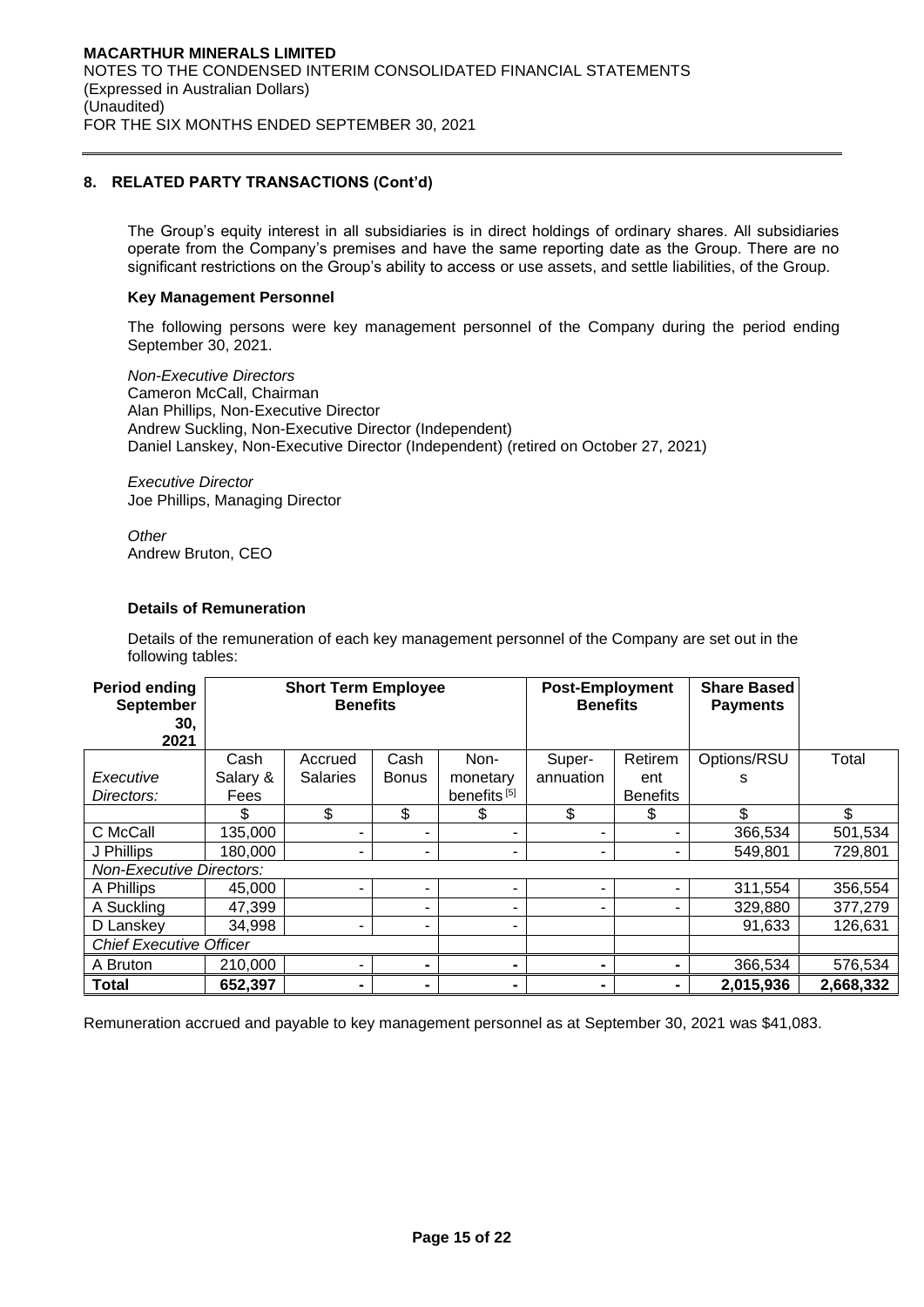## 8. RELATED PARTY TRANSACTIONS (Cont'd)

The Group's equity interest in all subsidiaries is in direct holdings of ordinary shares. All subsidiaries operate from the Company's premises and have the same reporting date as the Group. There are no significant restrictions on the Group's ability to access or use assets, and settle liabilities, of the Group.

### Key Management Personnel

The following persons were key management personnel of the Company during the period ending September 30, 2021.

*Non-Executive Directors*
Cameron McCall, Chairman
Alan Phillips, Non-Executive Director
Andrew Suckling, Non-Executive Director (Independent)
Daniel Lanskey, Non-Executive Director (Independent) (retired on October 27, 2021)

*Executive Director*
Joe Phillips, Managing Director

*Other*
Andrew Bruton, CEO

### Details of Remuneration

Details of the remuneration of each key management personnel of the Company are set out in the following tables:

| Period ending September 30, 2021 | Short Term Employee Benefits | | | | Post-Employment Benefits | | Share Based Payments | |
|---|---|---|---|---|---|---|---|---|
| *Executive Directors:* | Cash Salary & Fees | Accrued Salaries | Cash Bonus | Non-monetary benefits [5] | Super-annuation | Retirement Benefits | Options/RSUs | Total |
| | $ | $ | $ | $ | $ | $ | $ | $ |
| C McCall | 135,000 | - | - | - | - | - | 366,534 | 501,534 |
| J Phillips | 180,000 | - | - | - | - | - | 549,801 | 729,801 |
| *Non-Executive Directors:* | | | | | | | | |
| A Phillips | 45,000 | - | - | - | - | - | 311,554 | 356,554 |
| A Suckling | 47,399 | | - | - | - | - | 329,880 | 377,279 |
| D Lanskey | 34,998 | - | - | - | | | 91,633 | 126,631 |
| *Chief Executive Officer* | | | | | | | | |
| A Bruton | 210,000 | - | - | - | - | - | 366,534 | 576,534 |
| **Total** | **652,397** | **-** | **-** | **-** | **-** | **-** | **2,015,936** | **2,668,332** |

Remuneration accrued and payable to key management personnel as at September 30, 2021 was $41,083.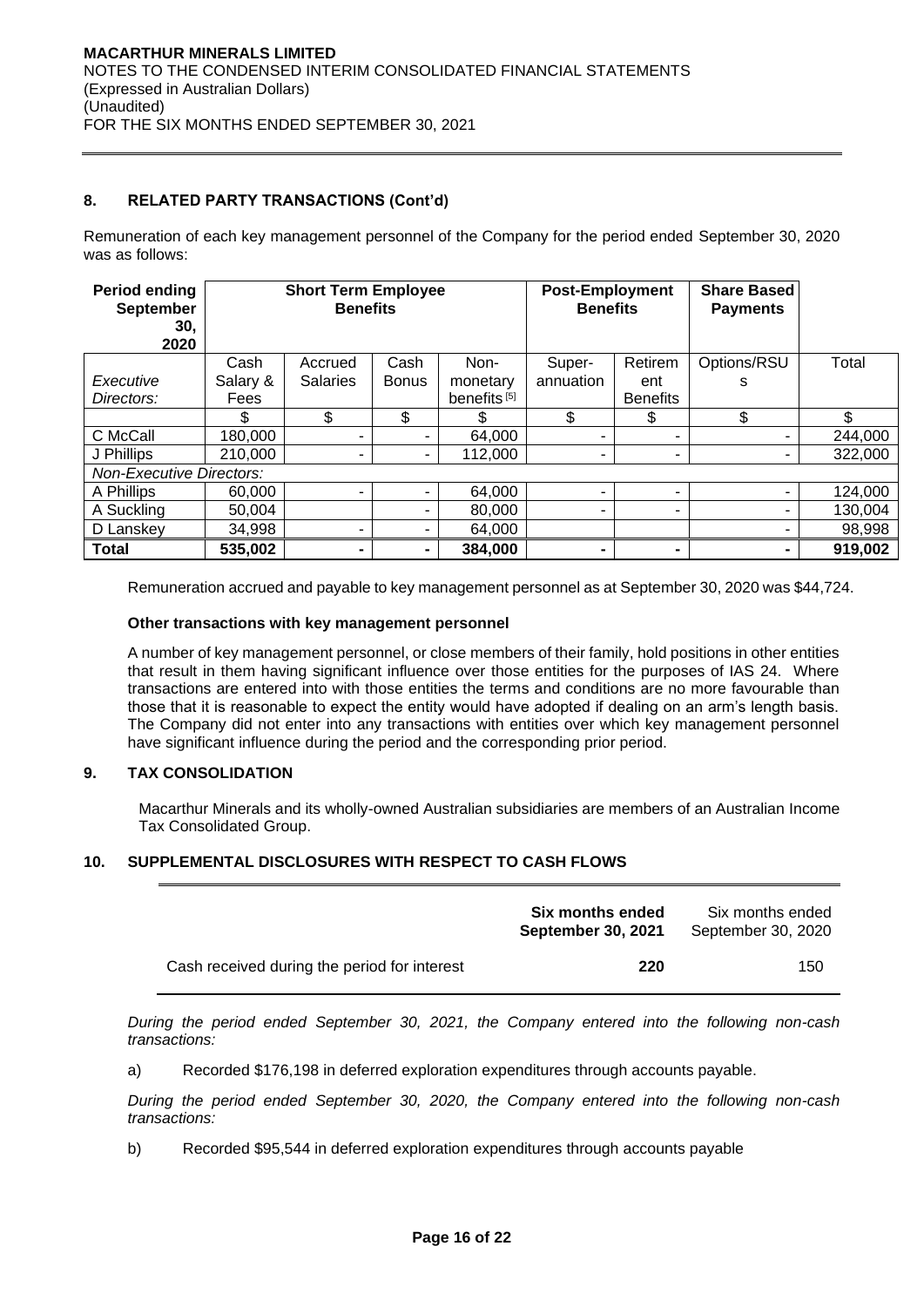MACARTHUR MINERALS LIMITED
NOTES TO THE CONDENSED INTERIM CONSOLIDATED FINANCIAL STATEMENTS
(Expressed in Australian Dollars)
(Unaudited)
FOR THE SIX MONTHS ENDED SEPTEMBER 30, 2021

## 8. RELATED PARTY TRANSACTIONS (Cont'd)

Remuneration of each key management personnel of the Company for the period ended September 30, 2020 was as follows:

| Period ending September 30, 2020 | Short Term Employee Benefits | | | | Post-Employment Benefits | | Share Based Payments | |
|---|---|---|---|---|---|---|---|---|
| *Executive Directors:* | Cash Salary & Fees | Accrued Salaries | Cash Bonus | Non-monetary benefits [5] | Super-annuation | Retirement Benefits | Options/RSUs | Total |
| | $ | $ | $ | $ | $ | $ | $ | $ |
| C McCall | 180,000 | - | - | 64,000 | - | - | - | 244,000 |
| J Phillips | 210,000 | - | - | 112,000 | - | - | - | 322,000 |
| *Non-Executive Directors:* | | | | | | | | |
| A Phillips | 60,000 | - | - | 64,000 | - | - | - | 124,000 |
| A Suckling | 50,004 | | - | 80,000 | - | - | - | 130,004 |
| D Lanskey | 34,998 | - | - | 64,000 | | | - | 98,998 |
| **Total** | **535,002** | **-** | **-** | **384,000** | **-** | **-** | **-** | **919,002** |

Remuneration accrued and payable to key management personnel as at September 30, 2020 was $44,724.

**Other transactions with key management personnel**

A number of key management personnel, or close members of their family, hold positions in other entities that result in them having significant influence over those entities for the purposes of IAS 24. Where transactions are entered into with those entities the terms and conditions are no more favourable than those that it is reasonable to expect the entity would have adopted if dealing on an arm's length basis. The Company did not enter into any transactions with entities over which key management personnel have significant influence during the period and the corresponding prior period.

## 9. TAX CONSOLIDATION

Macarthur Minerals and its wholly-owned Australian subsidiaries are members of an Australian Income Tax Consolidated Group.

## 10. SUPPLEMENTAL DISCLOSURES WITH RESPECT TO CASH FLOWS

| | **Six months ended September 30, 2021** | Six months ended September 30, 2020 |
|---|---|---|
| Cash received during the period for interest | **220** | 150 |

*During the period ended September 30, 2021, the Company entered into the following non-cash transactions:*

a) Recorded $176,198 in deferred exploration expenditures through accounts payable.

*During the period ended September 30, 2020, the Company entered into the following non-cash transactions:*

b) Recorded $95,544 in deferred exploration expenditures through accounts payable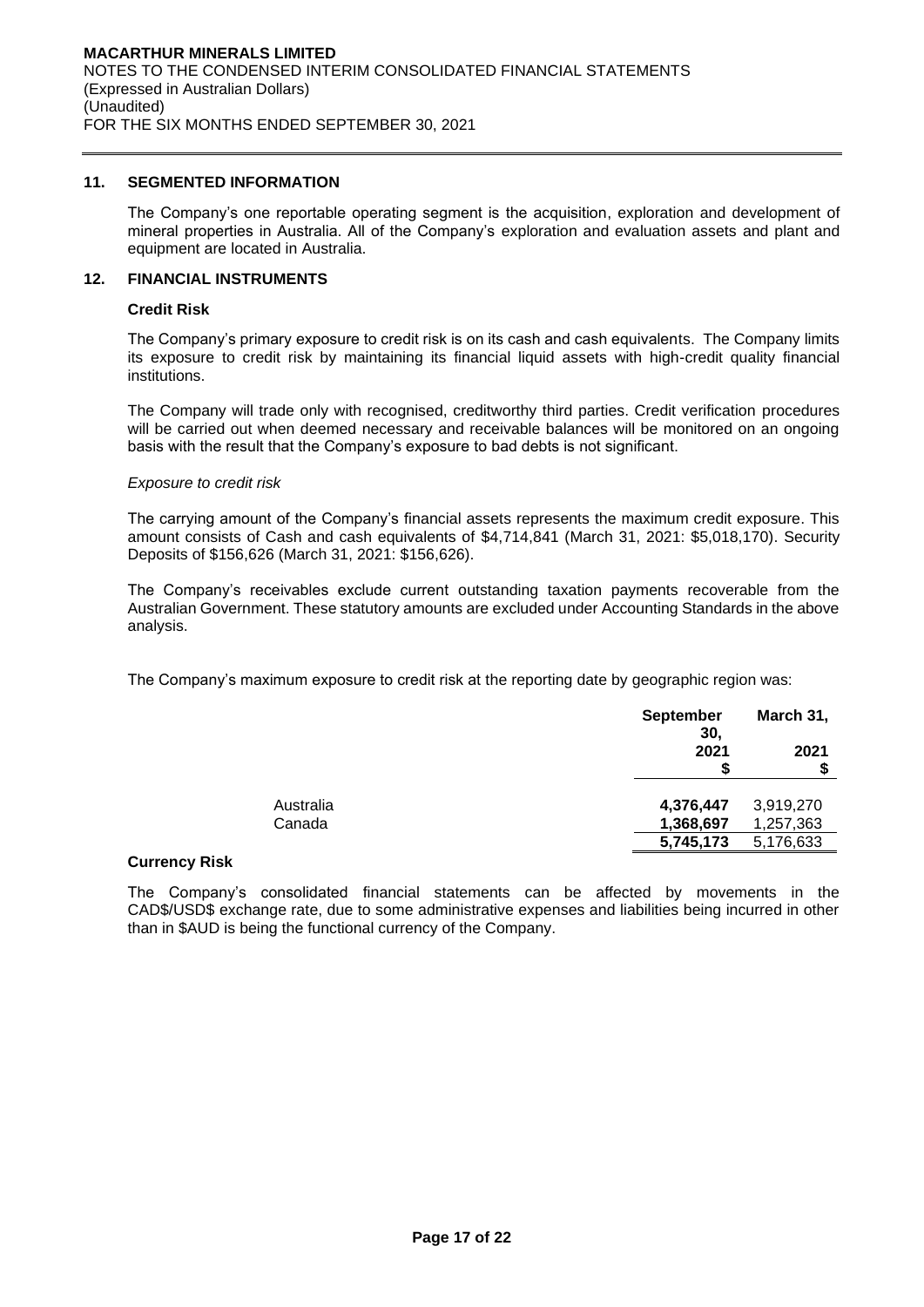## 11. SEGMENTED INFORMATION

The Company's one reportable operating segment is the acquisition, exploration and development of mineral properties in Australia. All of the Company's exploration and evaluation assets and plant and equipment are located in Australia.

## 12. FINANCIAL INSTRUMENTS

### Credit Risk

The Company's primary exposure to credit risk is on its cash and cash equivalents. The Company limits its exposure to credit risk by maintaining its financial liquid assets with high-credit quality financial institutions.

The Company will trade only with recognised, creditworthy third parties. Credit verification procedures will be carried out when deemed necessary and receivable balances will be monitored on an ongoing basis with the result that the Company's exposure to bad debts is not significant.

*Exposure to credit risk*

The carrying amount of the Company's financial assets represents the maximum credit exposure. This amount consists of Cash and cash equivalents of $4,714,841 (March 31, 2021: $5,018,170). Security Deposits of $156,626 (March 31, 2021: $156,626).

The Company's receivables exclude current outstanding taxation payments recoverable from the Australian Government. These statutory amounts are excluded under Accounting Standards in the above analysis.

The Company's maximum exposure to credit risk at the reporting date by geographic region was:

| | **September 30, 2021 $** | **March 31, 2021 $** |
|---|---|---|
| Australia | **4,376,447** | 3,919,270 |
| Canada | **1,368,697** | 1,257,363 |
| | **5,745,173** | 5,176,633 |

### Currency Risk

The Company's consolidated financial statements can be affected by movements in the CAD$/USD$ exchange rate, due to some administrative expenses and liabilities being incurred in other than in $AUD is being the functional currency of the Company.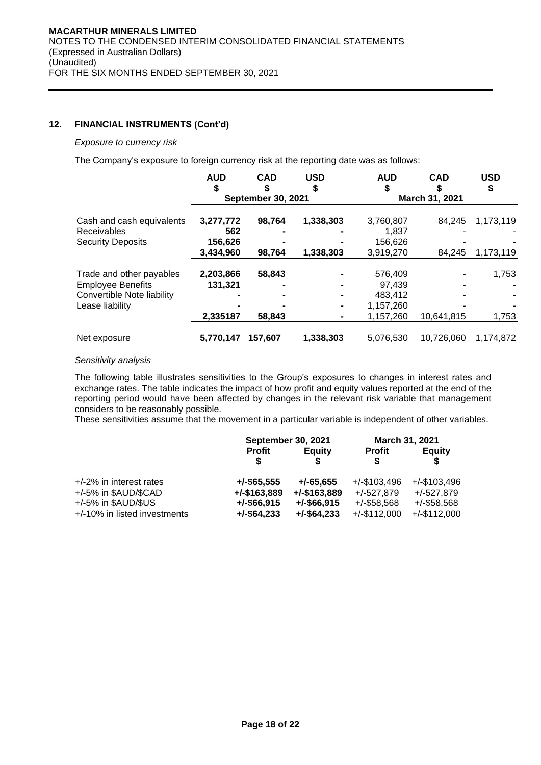**MACARTHUR MINERALS LIMITED**
NOTES TO THE CONDENSED INTERIM CONSOLIDATED FINANCIAL STATEMENTS
(Expressed in Australian Dollars)
(Unaudited)
FOR THE SIX MONTHS ENDED SEPTEMBER 30, 2021

## 12. FINANCIAL INSTRUMENTS (Cont'd)

*Exposure to currency risk*

The Company's exposure to foreign currency risk at the reporting date was as follows:

| | **AUD \$** | **CAD \$** | **USD \$** | **AUD \$** | **CAD \$** | **USD \$** |
|---|---|---|---|---|---|---|
| | **September 30, 2021** | | | **March 31, 2021** | | |
| Cash and cash equivalents | **3,277,772** | **98,764** | **1,338,303** | 3,760,807 | 84,245 | 1,173,119 |
| Receivables | **562** | **-** | **-** | 1,837 | - | - |
| Security Deposits | **156,626** | **-** | **-** | 156,626 | - | - |
| | **3,434,960** | **98,764** | **1,338,303** | 3,919,270 | 84,245 | 1,173,119 |
| Trade and other payables | **2,203,866** | **58,843** | **-** | 576,409 | - | 1,753 |
| Employee Benefits | **131,321** | **-** | **-** | 97,439 | - | - |
| Convertible Note liability | **-** | **-** | **-** | 483,412 | - | - |
| Lease liability | **-** | **-** | **-** | 1,157,260 | - | - |
| | **2,335187** | **58,843** | **-** | 1,157,260 | 10,641,815 | 1,753 |
| Net exposure | **5,770,147** | **157,607** | **1,338,303** | 5,076,530 | 10,726,060 | 1,174,872 |

*Sensitivity analysis*

The following table illustrates sensitivities to the Group's exposures to changes in interest rates and exchange rates. The table indicates the impact of how profit and equity values reported at the end of the reporting period would have been affected by changes in the relevant risk variable that management considers to be reasonably possible.
These sensitivities assume that the movement in a particular variable is independent of other variables.

| | **September 30, 2021** | | **March 31, 2021** | |
|---|---|---|---|---|
| | **Profit \$** | **Equity \$** | **Profit \$** | **Equity \$** |
| +/-2% in interest rates | **+/-\$65,555** | **+/-65,655** | +/-\$103,496 | +/-\$103,496 |
| +/-5% in \$AUD/\$CAD | **+/-\$163,889** | **+/-\$163,889** | +/-527,879 | +/-527,879 |
| +/-5% in \$AUD/\$US | **+/-\$66,915** | **+/-\$66,915** | +/-\$58,568 | +/-\$58,568 |
| +/-10% in listed investments | **+/-\$64,233** | **+/-\$64,233** | +/-\$112,000 | +/-\$112,000 |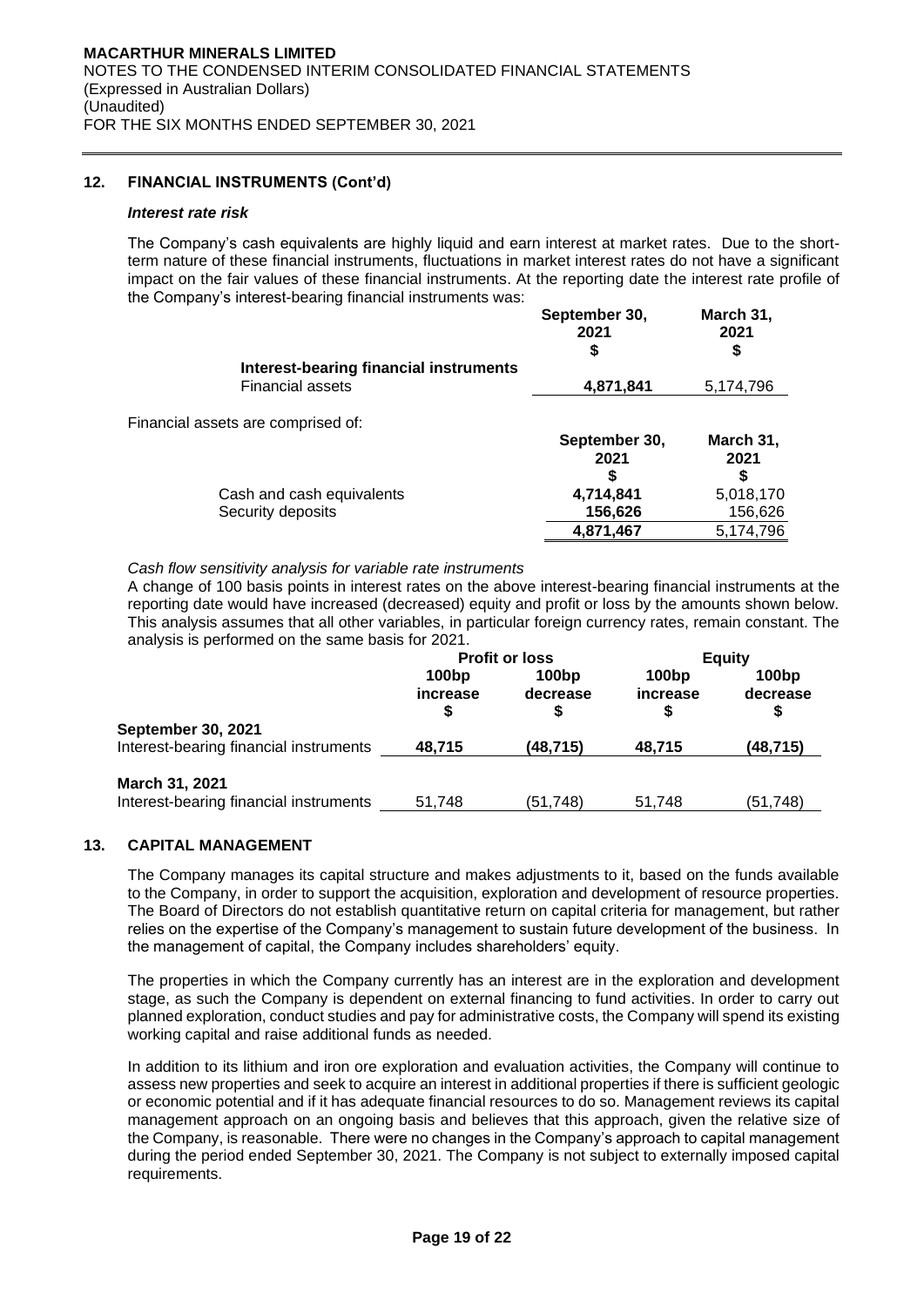## 12. FINANCIAL INSTRUMENTS (Cont'd)

### *Interest rate risk*

The Company's cash equivalents are highly liquid and earn interest at market rates. Due to the short-term nature of these financial instruments, fluctuations in market interest rates do not have a significant impact on the fair values of these financial instruments. At the reporting date the interest rate profile of the Company's interest-bearing financial instruments was:

| | September 30, 2021 $ | March 31, 2021 $ |
|---|---|---|
| **Interest-bearing financial instruments** | | |
| Financial assets | **4,871,841** | 5,174,796 |

Financial assets are comprised of:

| | September 30, 2021 $ | March 31, 2021 $ |
|---|---|---|
| Cash and cash equivalents | **4,714,841** | 5,018,170 |
| Security deposits | **156,626** | 156,626 |
| | **4,871,467** | 5,174,796 |

*Cash flow sensitivity analysis for variable rate instruments*

A change of 100 basis points in interest rates on the above interest-bearing financial instruments at the reporting date would have increased (decreased) equity and profit or loss by the amounts shown below. This analysis assumes that all other variables, in particular foreign currency rates, remain constant. The analysis is performed on the same basis for 2021.

| | Profit or loss | | Equity | |
|---|---|---|---|---|
| | 100bp increase $ | 100bp decrease $ | 100bp increase $ | 100bp decrease $ |
| **September 30, 2021** | | | | |
| Interest-bearing financial instruments | **48,715** | **(48,715)** | **48,715** | **(48,715)** |
| **March 31, 2021** | | | | |
| Interest-bearing financial instruments | 51,748 | (51,748) | 51,748 | (51,748) |

## 13. CAPITAL MANAGEMENT

The Company manages its capital structure and makes adjustments to it, based on the funds available to the Company, in order to support the acquisition, exploration and development of resource properties. The Board of Directors do not establish quantitative return on capital criteria for management, but rather relies on the expertise of the Company's management to sustain future development of the business. In the management of capital, the Company includes shareholders' equity.

The properties in which the Company currently has an interest are in the exploration and development stage, as such the Company is dependent on external financing to fund activities. In order to carry out planned exploration, conduct studies and pay for administrative costs, the Company will spend its existing working capital and raise additional funds as needed.

In addition to its lithium and iron ore exploration and evaluation activities, the Company will continue to assess new properties and seek to acquire an interest in additional properties if there is sufficient geologic or economic potential and if it has adequate financial resources to do so. Management reviews its capital management approach on an ongoing basis and believes that this approach, given the relative size of the Company, is reasonable. There were no changes in the Company's approach to capital management during the period ended September 30, 2021. The Company is not subject to externally imposed capital requirements.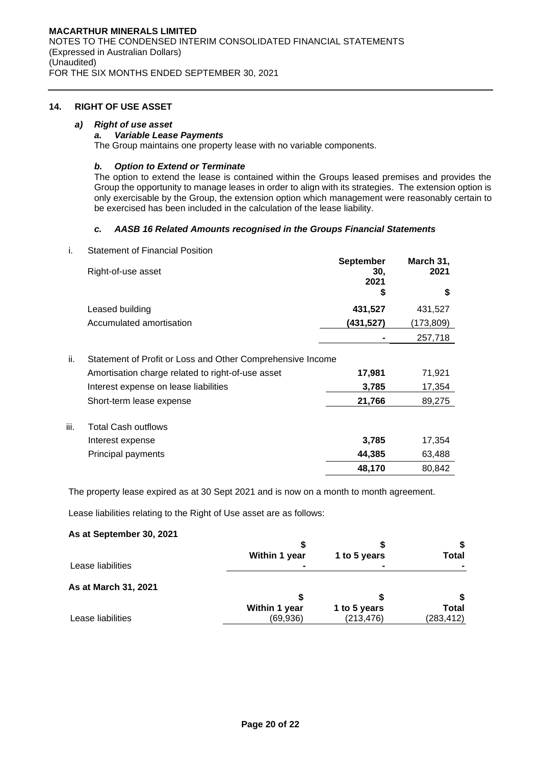## 14. RIGHT OF USE ASSET

### *a) Right of use asset*

#### *a. Variable Lease Payments*

The Group maintains one property lease with no variable components.

#### *b. Option to Extend or Terminate*

The option to extend the lease is contained within the Groups leased premises and provides the Group the opportunity to manage leases in order to align with its strategies. The extension option is only exercisable by the Group, the extension option which management were reasonably certain to be exercised has been included in the calculation of the lease liability.

#### *c. AASB 16 Related Amounts recognised in the Groups Financial Statements*

i. Statement of Financial Position

| Right-of-use asset | September 30, 2021 $ | March 31, 2021 $ |
|---|---|---|
| Leased building | **431,527** | 431,527 |
| Accumulated amortisation | **(431,527)** | (173,809) |
| | **-** | 257,718 |

ii. Statement of Profit or Loss and Other Comprehensive Income

| | | |
|---|---|---|
| Amortisation charge related to right-of-use asset | **17,981** | 71,921 |
| Interest expense on lease liabilities | **3,785** | 17,354 |
| Short-term lease expense | **21,766** | 89,275 |

iii. Total Cash outflows

| | | |
|---|---|---|
| Interest expense | **3,785** | 17,354 |
| Principal payments | **44,385** | 63,488 |
| | **48,170** | 80,842 |

The property lease expired as at 30 Sept 2021 and is now on a month to month agreement.

Lease liabilities relating to the Right of Use asset are as follows:

**As at September 30, 2021**

| | $ Within 1 year | $ 1 to 5 years | $ Total |
|---|---|---|---|
| Lease liabilities | - | - | - |

**As at March 31, 2021**

| | $ Within 1 year | $ 1 to 5 years | $ Total |
|---|---|---|---|
| Lease liabilities | (69,936) | (213,476) | (283,412) |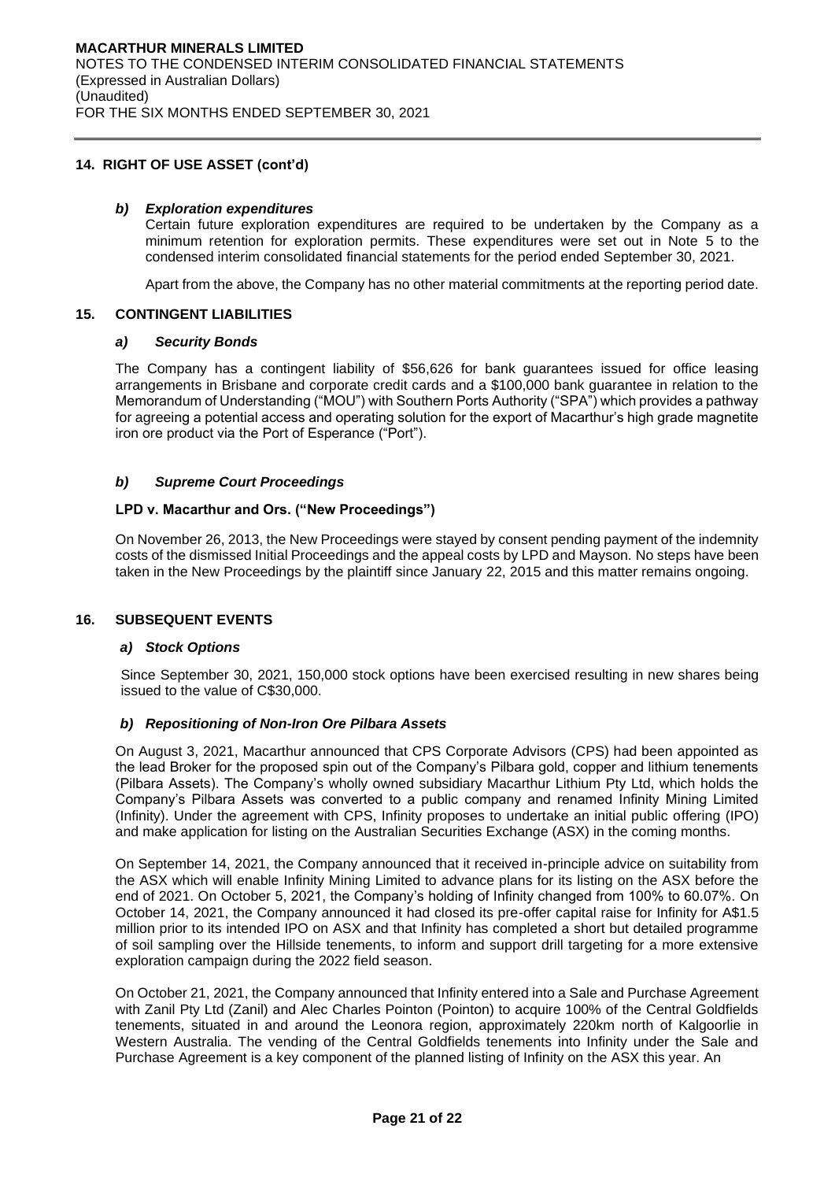## 14. RIGHT OF USE ASSET (cont'd)

### *b) Exploration expenditures*

Certain future exploration expenditures are required to be undertaken by the Company as a minimum retention for exploration permits. These expenditures were set out in Note 5 to the condensed interim consolidated financial statements for the period ended September 30, 2021.

Apart from the above, the Company has no other material commitments at the reporting period date.

## 15. CONTINGENT LIABILITIES

### *a) Security Bonds*

The Company has a contingent liability of $56,626 for bank guarantees issued for office leasing arrangements in Brisbane and corporate credit cards and a $100,000 bank guarantee in relation to the Memorandum of Understanding ("MOU") with Southern Ports Authority ("SPA") which provides a pathway for agreeing a potential access and operating solution for the export of Macarthur's high grade magnetite iron ore product via the Port of Esperance ("Port").

### *b) Supreme Court Proceedings*

**LPD v. Macarthur and Ors. ("New Proceedings")**

On November 26, 2013, the New Proceedings were stayed by consent pending payment of the indemnity costs of the dismissed Initial Proceedings and the appeal costs by LPD and Mayson. No steps have been taken in the New Proceedings by the plaintiff since January 22, 2015 and this matter remains ongoing.

## 16. SUBSEQUENT EVENTS

### *a) Stock Options*

Since September 30, 2021, 150,000 stock options have been exercised resulting in new shares being issued to the value of C$30,000.

### *b) Repositioning of Non-Iron Ore Pilbara Assets*

On August 3, 2021, Macarthur announced that CPS Corporate Advisors (CPS) had been appointed as the lead Broker for the proposed spin out of the Company's Pilbara gold, copper and lithium tenements (Pilbara Assets). The Company's wholly owned subsidiary Macarthur Lithium Pty Ltd, which holds the Company's Pilbara Assets was converted to a public company and renamed Infinity Mining Limited (Infinity). Under the agreement with CPS, Infinity proposes to undertake an initial public offering (IPO) and make application for listing on the Australian Securities Exchange (ASX) in the coming months.

On September 14, 2021, the Company announced that it received in-principle advice on suitability from the ASX which will enable Infinity Mining Limited to advance plans for its listing on the ASX before the end of 2021. On October 5, 2021, the Company's holding of Infinity changed from 100% to 60.07%. On October 14, 2021, the Company announced it had closed its pre-offer capital raise for Infinity for A$1.5 million prior to its intended IPO on ASX and that Infinity has completed a short but detailed programme of soil sampling over the Hillside tenements, to inform and support drill targeting for a more extensive exploration campaign during the 2022 field season.

On October 21, 2021, the Company announced that Infinity entered into a Sale and Purchase Agreement with Zanil Pty Ltd (Zanil) and Alec Charles Pointon (Pointon) to acquire 100% of the Central Goldfields tenements, situated in and around the Leonora region, approximately 220km north of Kalgoorlie in Western Australia. The vending of the Central Goldfields tenements into Infinity under the Sale and Purchase Agreement is a key component of the planned listing of Infinity on the ASX this year. An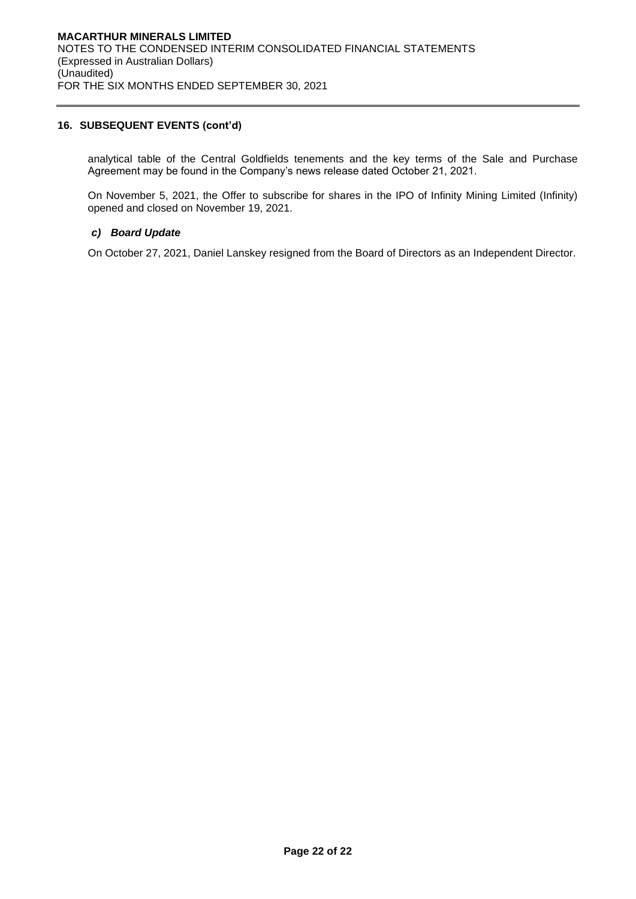## 16. SUBSEQUENT EVENTS (cont'd)

analytical table of the Central Goldfields tenements and the key terms of the Sale and Purchase Agreement may be found in the Company's news release dated October 21, 2021.

On November 5, 2021, the Offer to subscribe for shares in the IPO of Infinity Mining Limited (Infinity) opened and closed on November 19, 2021.

### *c) Board Update*

On October 27, 2021, Daniel Lanskey resigned from the Board of Directors as an Independent Director.